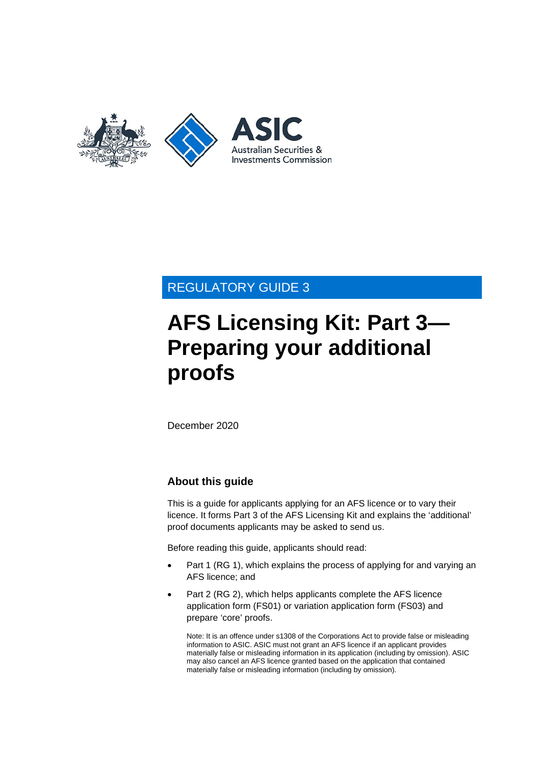REGULATORY GUIDE 3

# AFS Licensing Kit: Part 3—Preparing your additional proofs

December 2020

## About this guide

This is a guide for applicants applying for an AFS licence or to vary their licence. It forms Part 3 of the AFS Licensing Kit and explains the 'additional' proof documents applicants may be asked to send us.

Before reading this guide, applicants should read:

- Part 1 (RG 1), which explains the process of applying for and varying an AFS licence; and
- Part 2 (RG 2), which helps applicants complete the AFS licence application form (FS01) or variation application form (FS03) and prepare 'core' proofs.

Note: It is an offence under s1308 of the Corporations Act to provide false or misleading information to ASIC. ASIC must not grant an AFS licence if an applicant provides materially false or misleading information in its application (including by omission). ASIC may also cancel an AFS licence granted based on the application that contained materially false or misleading information (including by omission).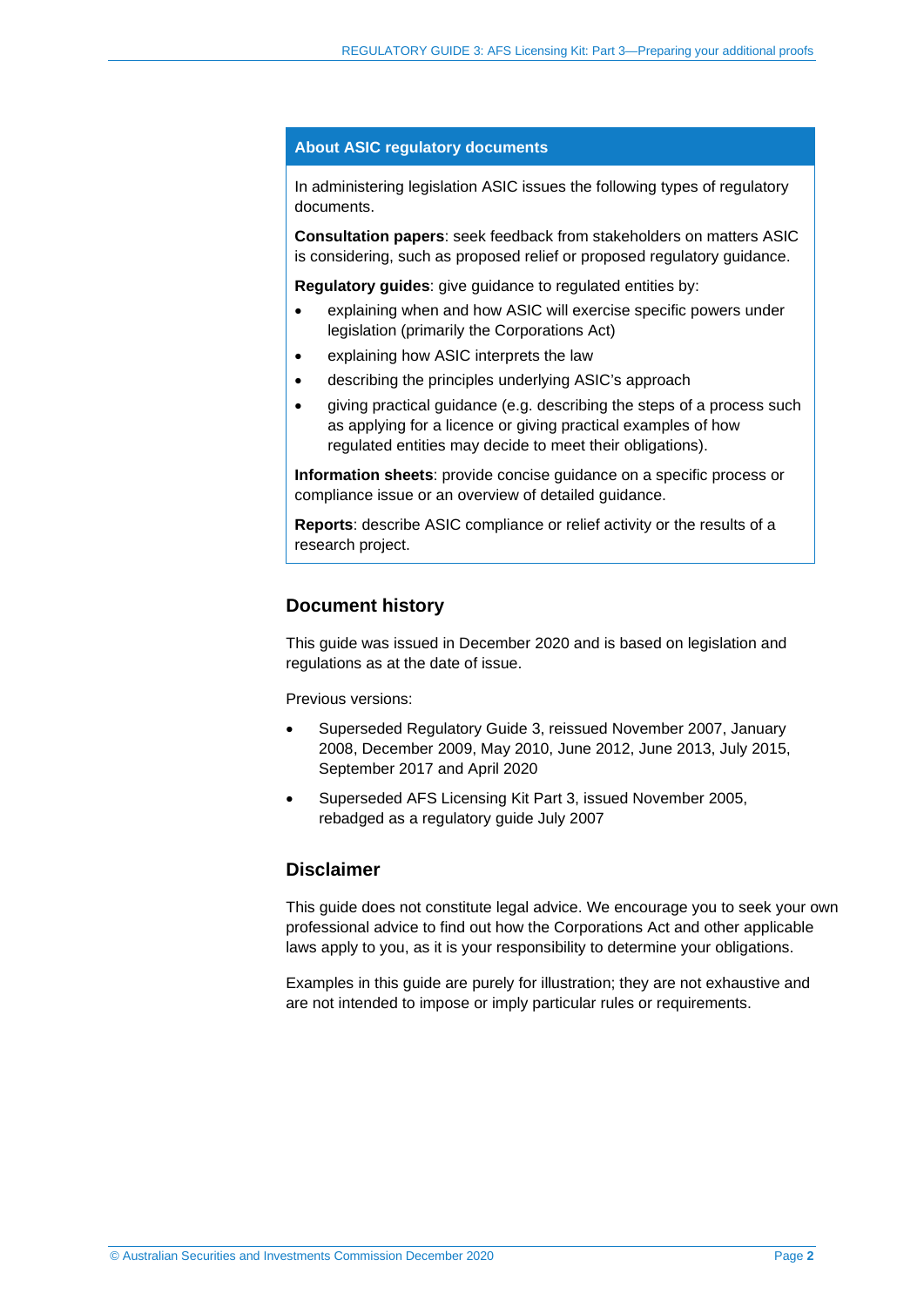**About ASIC regulatory documents**

In administering legislation ASIC issues the following types of regulatory documents.

**Consultation papers**: seek feedback from stakeholders on matters ASIC is considering, such as proposed relief or proposed regulatory guidance.

**Regulatory guides**: give guidance to regulated entities by:

- explaining when and how ASIC will exercise specific powers under legislation (primarily the Corporations Act)
- explaining how ASIC interprets the law
- describing the principles underlying ASIC's approach
- giving practical guidance (e.g. describing the steps of a process such as applying for a licence or giving practical examples of how regulated entities may decide to meet their obligations).

**Information sheets**: provide concise guidance on a specific process or compliance issue or an overview of detailed guidance.

**Reports**: describe ASIC compliance or relief activity or the results of a research project.

## Document history

This guide was issued in December 2020 and is based on legislation and regulations as at the date of issue.

Previous versions:

- Superseded Regulatory Guide 3, reissued November 2007, January 2008, December 2009, May 2010, June 2012, June 2013, July 2015, September 2017 and April 2020
- Superseded AFS Licensing Kit Part 3, issued November 2005, rebadged as a regulatory guide July 2007

## Disclaimer

This guide does not constitute legal advice. We encourage you to seek your own professional advice to find out how the Corporations Act and other applicable laws apply to you, as it is your responsibility to determine your obligations.

Examples in this guide are purely for illustration; they are not exhaustive and are not intended to impose or imply particular rules or requirements.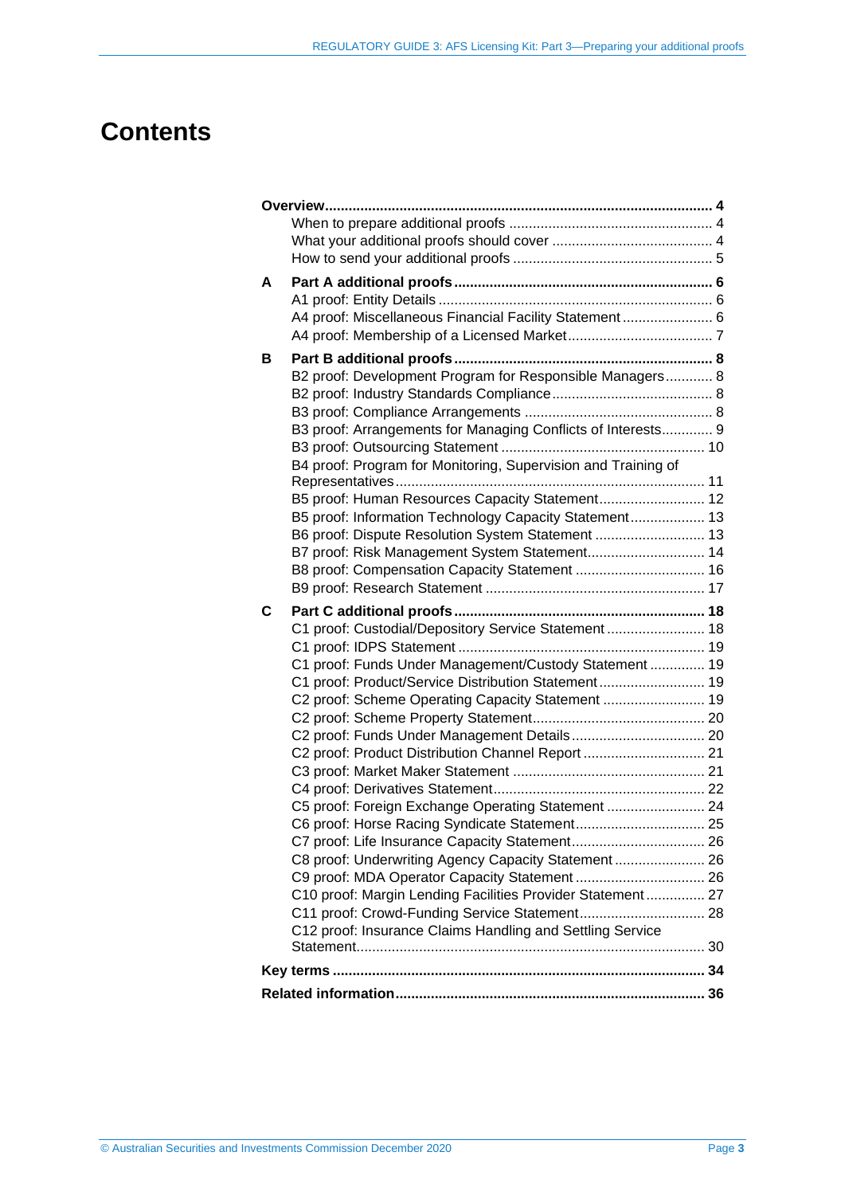# Contents

**Overview** ........ **4**
- When to prepare additional proofs ........ 4
- What your additional proofs should cover ........ 4
- How to send your additional proofs ........ 5

**A Part A additional proofs** ........ **6**
- A1 proof: Entity Details ........ 6
- A4 proof: Miscellaneous Financial Facility Statement ........ 6
- A4 proof: Membership of a Licensed Market ........ 7

**B Part B additional proofs** ........ **8**
- B2 proof: Development Program for Responsible Managers ........ 8
- B2 proof: Industry Standards Compliance ........ 8
- B3 proof: Compliance Arrangements ........ 8
- B3 proof: Arrangements for Managing Conflicts of Interests ........ 9
- B3 proof: Outsourcing Statement ........ 10
- B4 proof: Program for Monitoring, Supervision and Training of Representatives ........ 11
- B5 proof: Human Resources Capacity Statement ........ 12
- B5 proof: Information Technology Capacity Statement ........ 13
- B6 proof: Dispute Resolution System Statement ........ 13
- B7 proof: Risk Management System Statement ........ 14
- B8 proof: Compensation Capacity Statement ........ 16
- B9 proof: Research Statement ........ 17

**C Part C additional proofs** ........ **18**
- C1 proof: Custodial/Depository Service Statement ........ 18
- C1 proof: IDPS Statement ........ 19
- C1 proof: Funds Under Management/Custody Statement ........ 19
- C1 proof: Product/Service Distribution Statement ........ 19
- C2 proof: Scheme Operating Capacity Statement ........ 19
- C2 proof: Scheme Property Statement ........ 20
- C2 proof: Funds Under Management Details ........ 20
- C2 proof: Product Distribution Channel Report ........ 21
- C3 proof: Market Maker Statement ........ 21
- C4 proof: Derivatives Statement ........ 22
- C5 proof: Foreign Exchange Operating Statement ........ 24
- C6 proof: Horse Racing Syndicate Statement ........ 25
- C7 proof: Life Insurance Capacity Statement ........ 26
- C8 proof: Underwriting Agency Capacity Statement ........ 26
- C9 proof: MDA Operator Capacity Statement ........ 26
- C10 proof: Margin Lending Facilities Provider Statement ........ 27
- C11 proof: Crowd-Funding Service Statement ........ 28
- C12 proof: Insurance Claims Handling and Settling Service Statement ........ 30

**Key terms** ........ **34**

**Related information** ........ **36**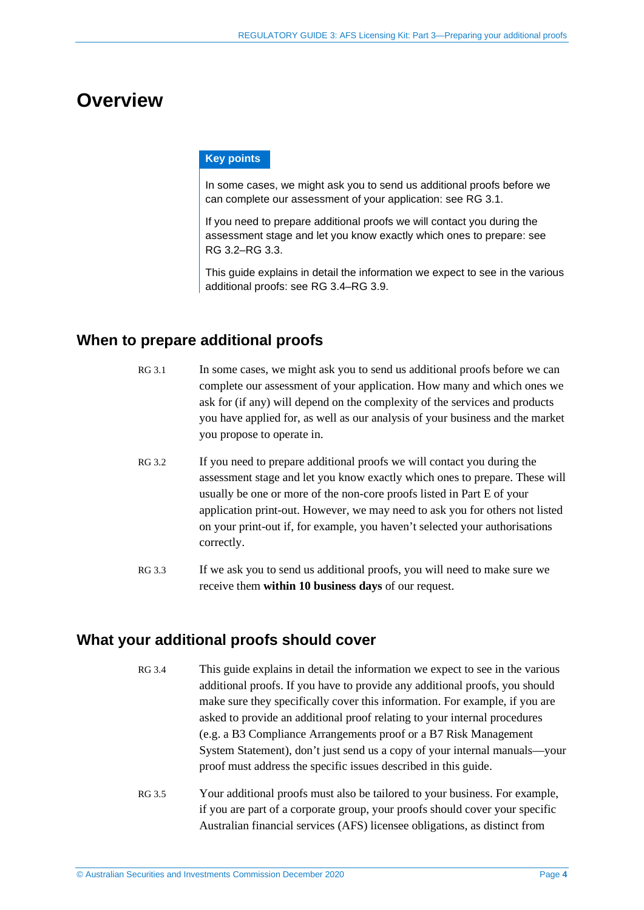# Overview

**Key points**

In some cases, we might ask you to send us additional proofs before we can complete our assessment of your application: see RG 3.1.

If you need to prepare additional proofs we will contact you during the assessment stage and let you know exactly which ones to prepare: see RG 3.2–RG 3.3.

This guide explains in detail the information we expect to see in the various additional proofs: see RG 3.4–RG 3.9.

## When to prepare additional proofs

RG 3.1 In some cases, we might ask you to send us additional proofs before we can complete our assessment of your application. How many and which ones we ask for (if any) will depend on the complexity of the services and products you have applied for, as well as our analysis of your business and the market you propose to operate in.

RG 3.2 If you need to prepare additional proofs we will contact you during the assessment stage and let you know exactly which ones to prepare. These will usually be one or more of the non-core proofs listed in Part E of your application print-out. However, we may need to ask you for others not listed on your print-out if, for example, you haven't selected your authorisations correctly.

RG 3.3 If we ask you to send us additional proofs, you will need to make sure we receive them **within 10 business days** of our request.

## What your additional proofs should cover

RG 3.4 This guide explains in detail the information we expect to see in the various additional proofs. If you have to provide any additional proofs, you should make sure they specifically cover this information. For example, if you are asked to provide an additional proof relating to your internal procedures (e.g. a B3 Compliance Arrangements proof or a B7 Risk Management System Statement), don't just send us a copy of your internal manuals—your proof must address the specific issues described in this guide.

RG 3.5 Your additional proofs must also be tailored to your business. For example, if you are part of a corporate group, your proofs should cover your specific Australian financial services (AFS) licensee obligations, as distinct from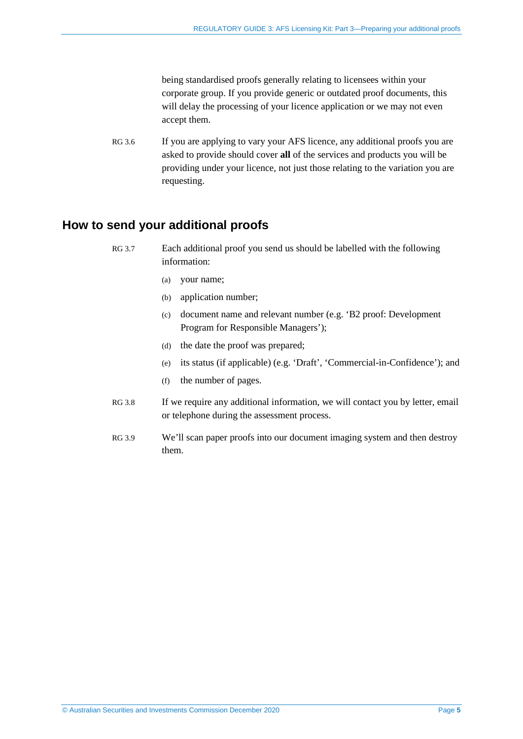being standardised proofs generally relating to licensees within your corporate group. If you provide generic or outdated proof documents, this will delay the processing of your licence application or we may not even accept them.

RG 3.6 If you are applying to vary your AFS licence, any additional proofs you are asked to provide should cover **all** of the services and products you will be providing under your licence, not just those relating to the variation you are requesting.

## How to send your additional proofs

RG 3.7 Each additional proof you send us should be labelled with the following information:

(a) your name;

(b) application number;

(c) document name and relevant number (e.g. 'B2 proof: Development Program for Responsible Managers');

(d) the date the proof was prepared;

(e) its status (if applicable) (e.g. 'Draft', 'Commercial-in-Confidence'); and

(f) the number of pages.

RG 3.8 If we require any additional information, we will contact you by letter, email or telephone during the assessment process.

RG 3.9 We'll scan paper proofs into our document imaging system and then destroy them.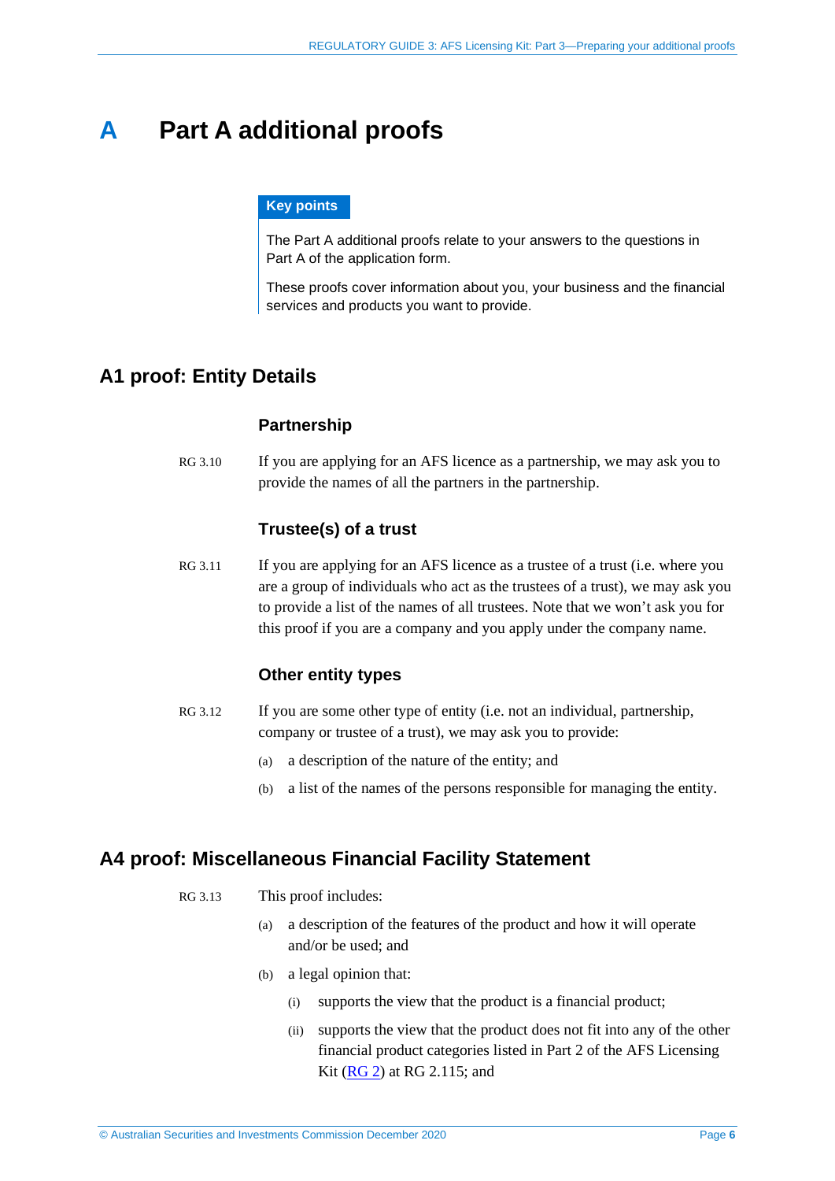# A Part A additional proofs

**Key points**

The Part A additional proofs relate to your answers to the questions in Part A of the application form.

These proofs cover information about you, your business and the financial services and products you want to provide.

## A1 proof: Entity Details

### Partnership

RG 3.10 If you are applying for an AFS licence as a partnership, we may ask you to provide the names of all the partners in the partnership.

### Trustee(s) of a trust

RG 3.11 If you are applying for an AFS licence as a trustee of a trust (i.e. where you are a group of individuals who act as the trustees of a trust), we may ask you to provide a list of the names of all trustees. Note that we won't ask you for this proof if you are a company and you apply under the company name.

### Other entity types

RG 3.12 If you are some other type of entity (i.e. not an individual, partnership, company or trustee of a trust), we may ask you to provide:

(a) a description of the nature of the entity; and

(b) a list of the names of the persons responsible for managing the entity.

## A4 proof: Miscellaneous Financial Facility Statement

RG 3.13 This proof includes:

(a) a description of the features of the product and how it will operate and/or be used; and

(b) a legal opinion that:

(i) supports the view that the product is a financial product;

(ii) supports the view that the product does not fit into any of the other financial product categories listed in Part 2 of the AFS Licensing Kit (RG 2) at RG 2.115; and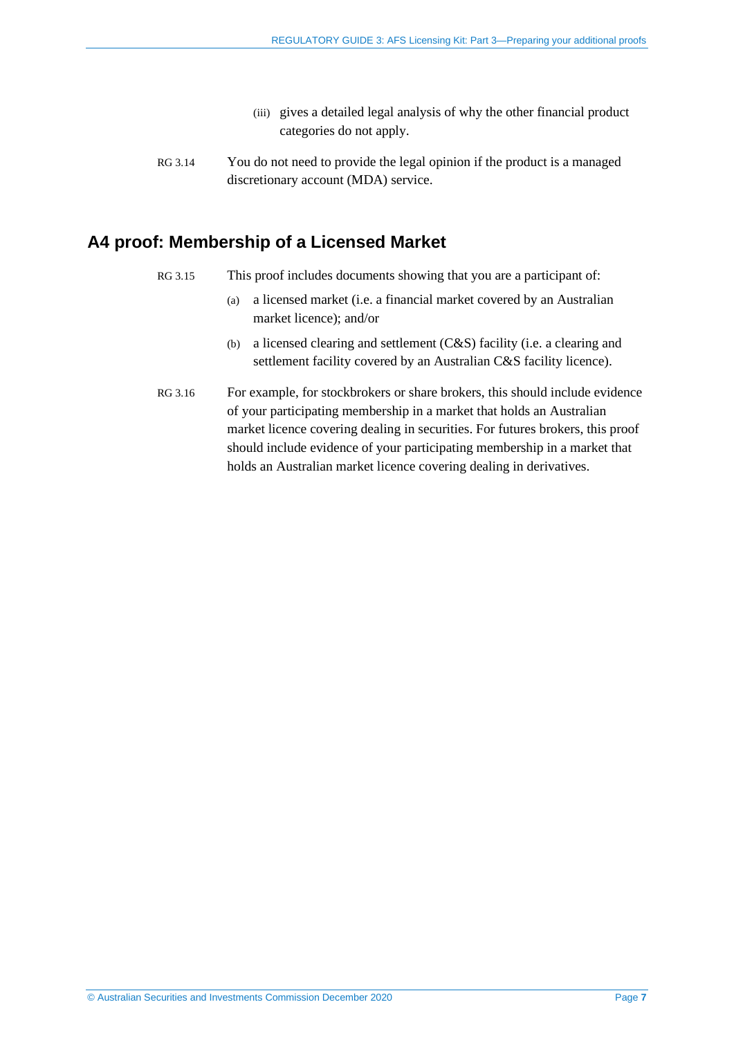(iii) gives a detailed legal analysis of why the other financial product categories do not apply.

RG 3.14 You do not need to provide the legal opinion if the product is a managed discretionary account (MDA) service.

## A4 proof: Membership of a Licensed Market

RG 3.15 This proof includes documents showing that you are a participant of:

(a) a licensed market (i.e. a financial market covered by an Australian market licence); and/or

(b) a licensed clearing and settlement (C&S) facility (i.e. a clearing and settlement facility covered by an Australian C&S facility licence).

RG 3.16 For example, for stockbrokers or share brokers, this should include evidence of your participating membership in a market that holds an Australian market licence covering dealing in securities. For futures brokers, this proof should include evidence of your participating membership in a market that holds an Australian market licence covering dealing in derivatives.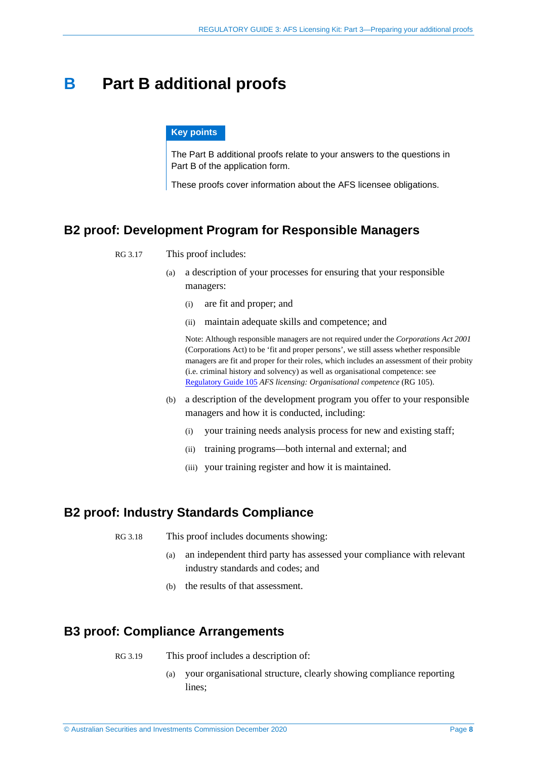# B Part B additional proofs

**Key points**

The Part B additional proofs relate to your answers to the questions in Part B of the application form.

These proofs cover information about the AFS licensee obligations.

## B2 proof: Development Program for Responsible Managers

RG 3.17 This proof includes:

(a) a description of your processes for ensuring that your responsible managers:

(i) are fit and proper; and

(ii) maintain adequate skills and competence; and

Note: Although responsible managers are not required under the *Corporations Act 2001* (Corporations Act) to be 'fit and proper persons', we still assess whether responsible managers are fit and proper for their roles, which includes an assessment of their probity (i.e. criminal history and solvency) as well as organisational competence: see Regulatory Guide 105 *AFS licensing: Organisational competence* (RG 105).

(b) a description of the development program you offer to your responsible managers and how it is conducted, including:

(i) your training needs analysis process for new and existing staff;

(ii) training programs—both internal and external; and

(iii) your training register and how it is maintained.

## B2 proof: Industry Standards Compliance

RG 3.18 This proof includes documents showing:

(a) an independent third party has assessed your compliance with relevant industry standards and codes; and

(b) the results of that assessment.

## B3 proof: Compliance Arrangements

RG 3.19 This proof includes a description of:

(a) your organisational structure, clearly showing compliance reporting lines;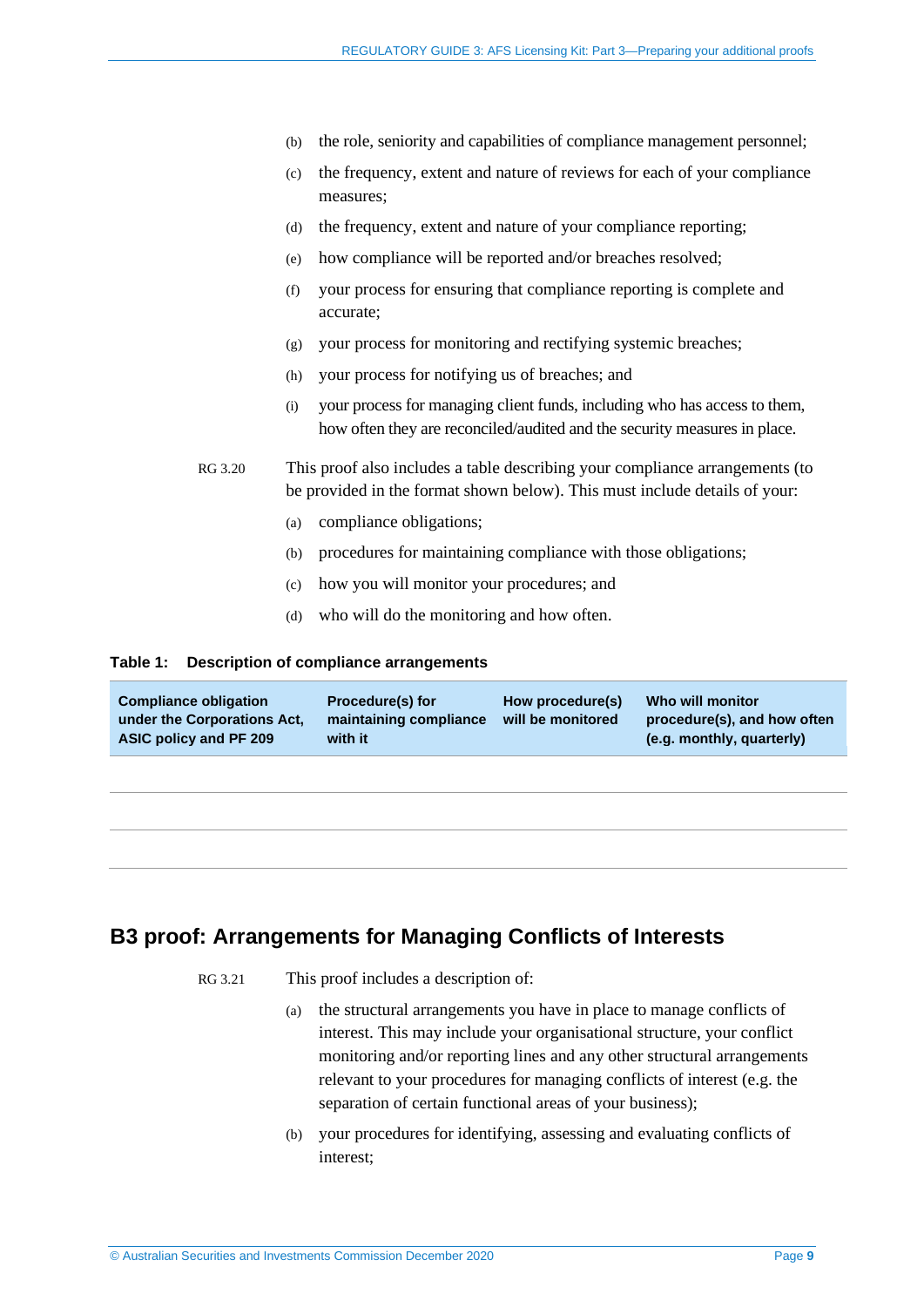(b) the role, seniority and capabilities of compliance management personnel;

(c) the frequency, extent and nature of reviews for each of your compliance measures;

(d) the frequency, extent and nature of your compliance reporting;

(e) how compliance will be reported and/or breaches resolved;

(f) your process for ensuring that compliance reporting is complete and accurate;

(g) your process for monitoring and rectifying systemic breaches;

(h) your process for notifying us of breaches; and

(i) your process for managing client funds, including who has access to them, how often they are reconciled/audited and the security measures in place.

RG 3.20 This proof also includes a table describing your compliance arrangements (to be provided in the format shown below). This must include details of your:

(a) compliance obligations;

(b) procedures for maintaining compliance with those obligations;

(c) how you will monitor your procedures; and

(d) who will do the monitoring and how often.

**Table 1: Description of compliance arrangements**

| Compliance obligation under the Corporations Act, ASIC policy and PF 209 | Procedure(s) for maintaining compliance with it | How procedure(s) will be monitored | Who will monitor procedure(s), and how often (e.g. monthly, quarterly) |
|---|---|---|---|
| | | | |
| | | | |
| | | | |

## B3 proof: Arrangements for Managing Conflicts of Interests

RG 3.21 This proof includes a description of:

(a) the structural arrangements you have in place to manage conflicts of interest. This may include your organisational structure, your conflict monitoring and/or reporting lines and any other structural arrangements relevant to your procedures for managing conflicts of interest (e.g. the separation of certain functional areas of your business);

(b) your procedures for identifying, assessing and evaluating conflicts of interest;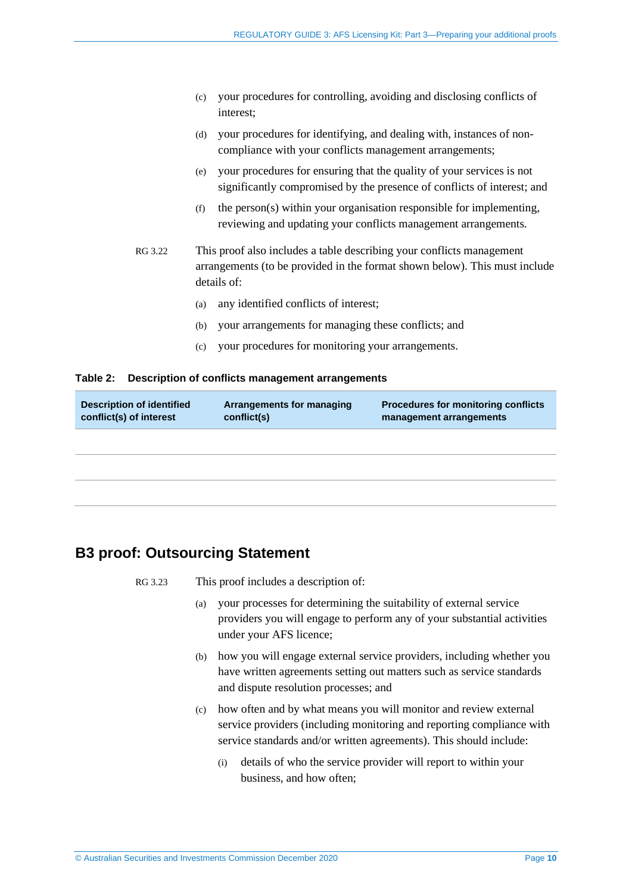(c) your procedures for controlling, avoiding and disclosing conflicts of interest;

(d) your procedures for identifying, and dealing with, instances of non-compliance with your conflicts management arrangements;

(e) your procedures for ensuring that the quality of your services is not significantly compromised by the presence of conflicts of interest; and

(f) the person(s) within your organisation responsible for implementing, reviewing and updating your conflicts management arrangements.

RG 3.22 This proof also includes a table describing your conflicts management arrangements (to be provided in the format shown below). This must include details of:

(a) any identified conflicts of interest;

(b) your arrangements for managing these conflicts; and

(c) your procedures for monitoring your arrangements.

**Table 2: Description of conflicts management arrangements**

| Description of identified conflict(s) of interest | Arrangements for managing conflict(s) | Procedures for monitoring conflicts management arrangements |
|---|---|---|
| | | |
| | | |
| | | |

## B3 proof: Outsourcing Statement

RG 3.23 This proof includes a description of:

(a) your processes for determining the suitability of external service providers you will engage to perform any of your substantial activities under your AFS licence;

(b) how you will engage external service providers, including whether you have written agreements setting out matters such as service standards and dispute resolution processes; and

(c) how often and by what means you will monitor and review external service providers (including monitoring and reporting compliance with service standards and/or written agreements). This should include:

 (i) details of who the service provider will report to within your business, and how often;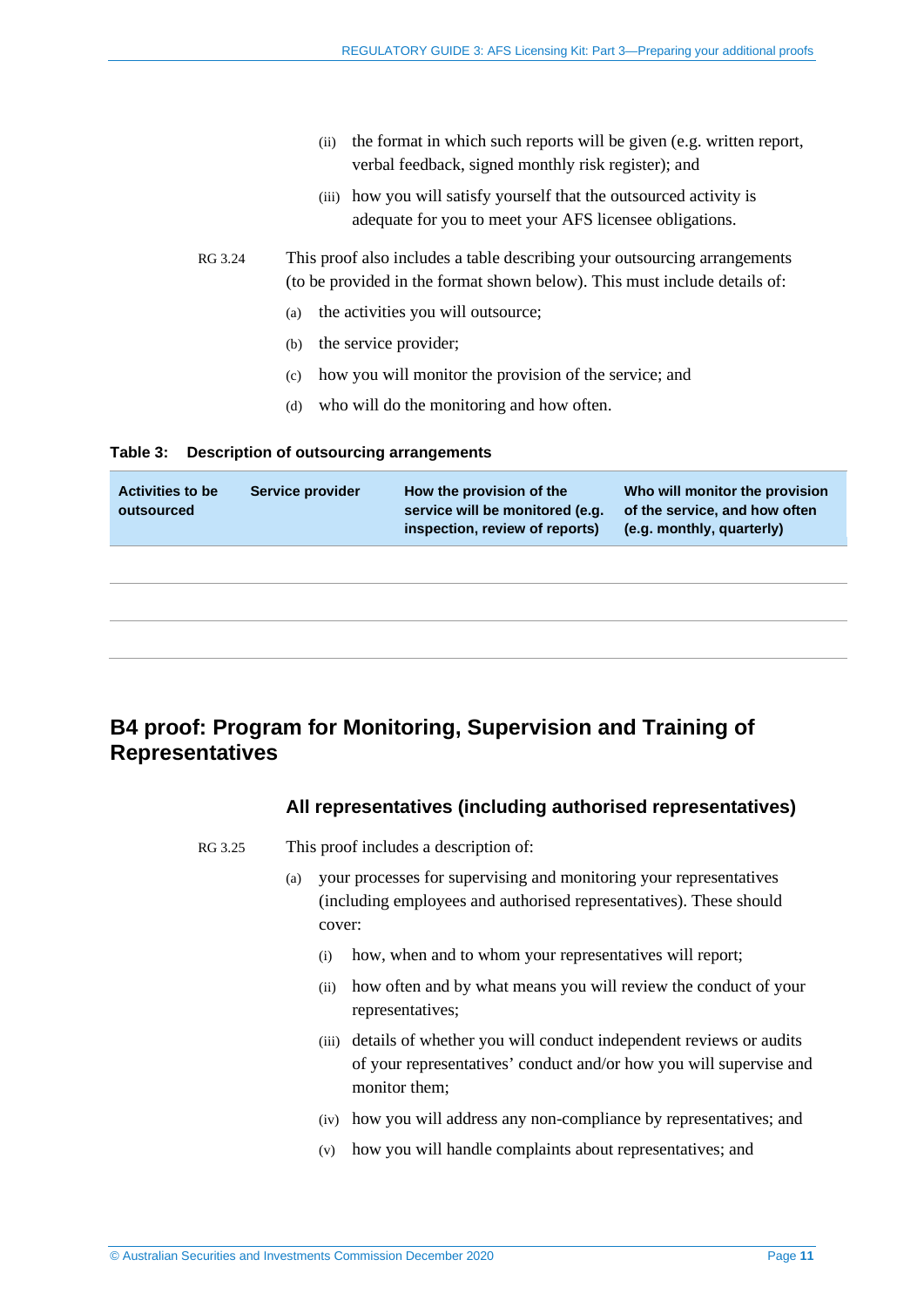(ii) the format in which such reports will be given (e.g. written report, verbal feedback, signed monthly risk register); and

(iii) how you will satisfy yourself that the outsourced activity is adequate for you to meet your AFS licensee obligations.

RG 3.24 This proof also includes a table describing your outsourcing arrangements (to be provided in the format shown below). This must include details of:

(a) the activities you will outsource;

(b) the service provider;

(c) how you will monitor the provision of the service; and

(d) who will do the monitoring and how often.

**Table 3: Description of outsourcing arrangements**

| Activities to be outsourced | Service provider | How the provision of the service will be monitored (e.g. inspection, review of reports) | Who will monitor the provision of the service, and how often (e.g. monthly, quarterly) |
|---|---|---|---|
| | | | |
| | | | |
| | | | |

## B4 proof: Program for Monitoring, Supervision and Training of Representatives

### All representatives (including authorised representatives)

RG 3.25 This proof includes a description of:

(a) your processes for supervising and monitoring your representatives (including employees and authorised representatives). These should cover:

(i) how, when and to whom your representatives will report;

(ii) how often and by what means you will review the conduct of your representatives;

(iii) details of whether you will conduct independent reviews or audits of your representatives' conduct and/or how you will supervise and monitor them;

(iv) how you will address any non-compliance by representatives; and

(v) how you will handle complaints about representatives; and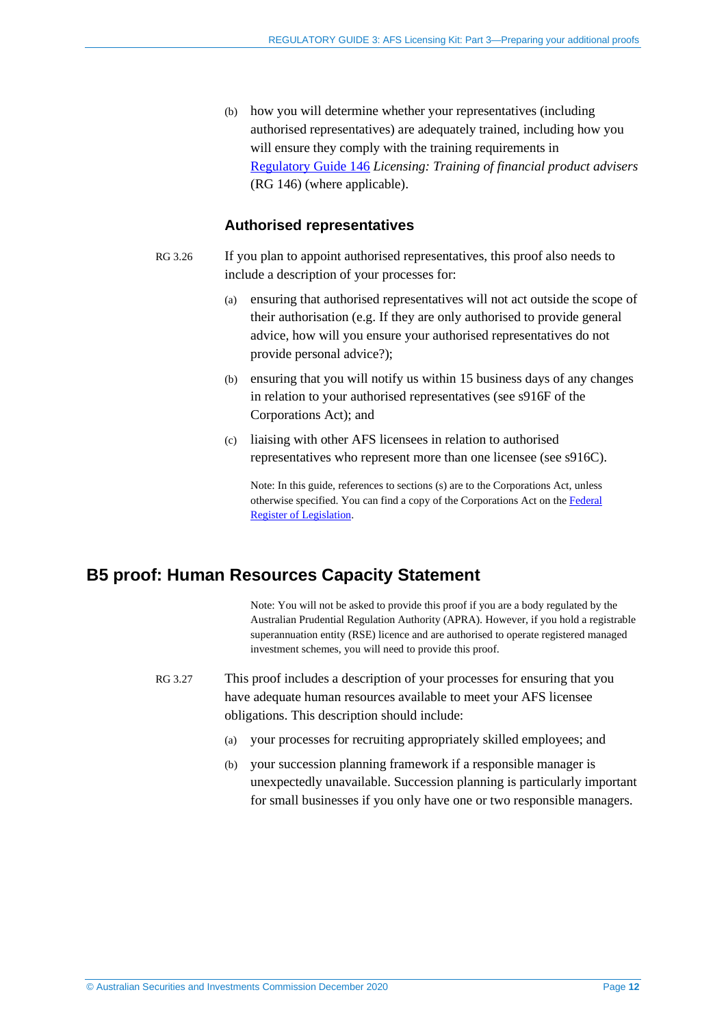(b) how you will determine whether your representatives (including authorised representatives) are adequately trained, including how you will ensure they comply with the training requirements in [Regulatory Guide 146](#) *Licensing: Training of financial product advisers* (RG 146) (where applicable).

### Authorised representatives

RG 3.26 If you plan to appoint authorised representatives, this proof also needs to include a description of your processes for:

(a) ensuring that authorised representatives will not act outside the scope of their authorisation (e.g. If they are only authorised to provide general advice, how will you ensure your authorised representatives do not provide personal advice?);

(b) ensuring that you will notify us within 15 business days of any changes in relation to your authorised representatives (see s916F of the Corporations Act); and

(c) liaising with other AFS licensees in relation to authorised representatives who represent more than one licensee (see s916C).

Note: In this guide, references to sections (s) are to the Corporations Act, unless otherwise specified. You can find a copy of the Corporations Act on the [Federal Register of Legislation](#).

## B5 proof: Human Resources Capacity Statement

Note: You will not be asked to provide this proof if you are a body regulated by the Australian Prudential Regulation Authority (APRA). However, if you hold a registrable superannuation entity (RSE) licence and are authorised to operate registered managed investment schemes, you will need to provide this proof.

RG 3.27 This proof includes a description of your processes for ensuring that you have adequate human resources available to meet your AFS licensee obligations. This description should include:

(a) your processes for recruiting appropriately skilled employees; and

(b) your succession planning framework if a responsible manager is unexpectedly unavailable. Succession planning is particularly important for small businesses if you only have one or two responsible managers.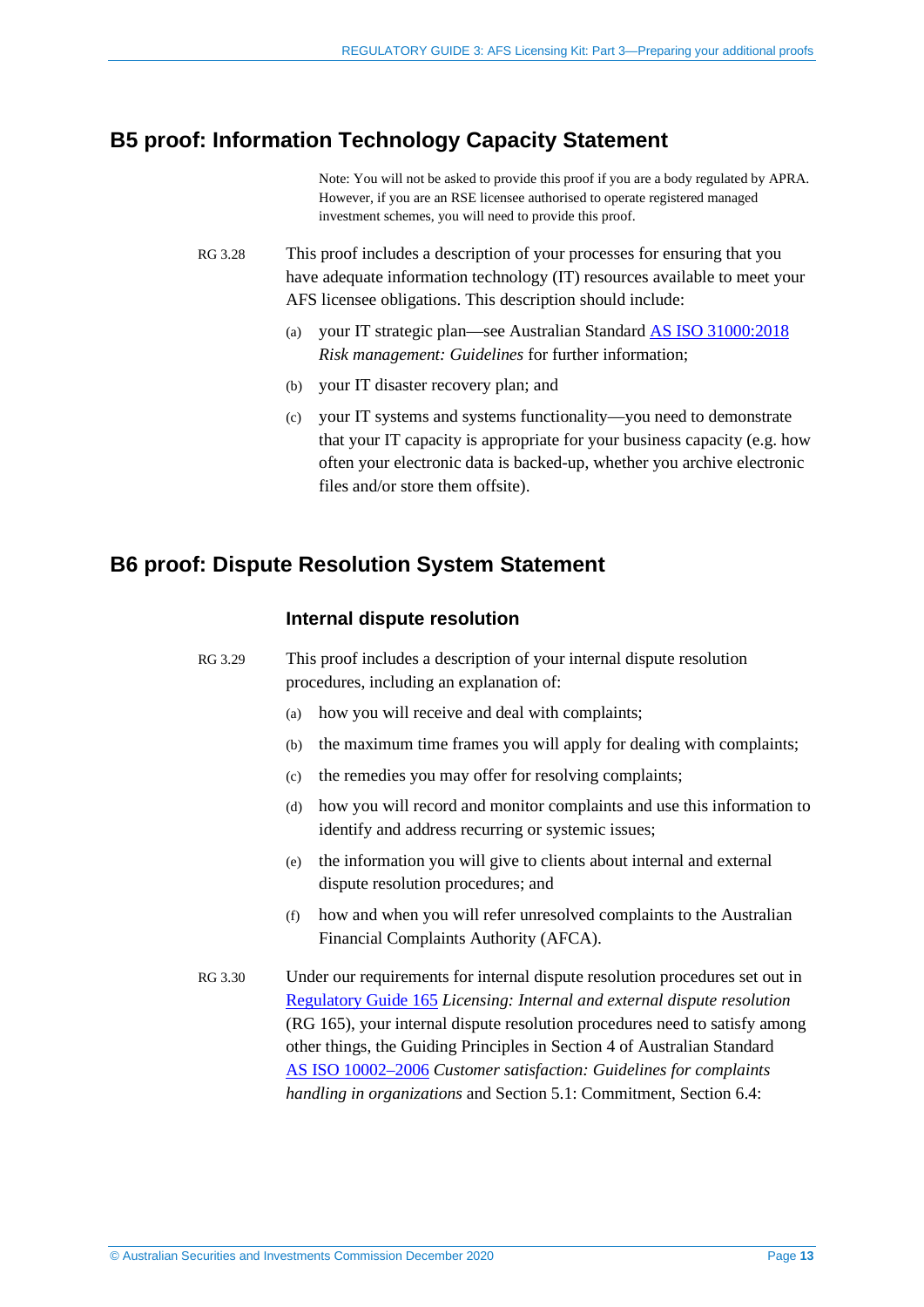## B5 proof: Information Technology Capacity Statement

Note: You will not be asked to provide this proof if you are a body regulated by APRA. However, if you are an RSE licensee authorised to operate registered managed investment schemes, you will need to provide this proof.

RG 3.28 This proof includes a description of your processes for ensuring that you have adequate information technology (IT) resources available to meet your AFS licensee obligations. This description should include:

(a) your IT strategic plan—see Australian Standard AS ISO 31000:2018 *Risk management: Guidelines* for further information;

(b) your IT disaster recovery plan; and

(c) your IT systems and systems functionality—you need to demonstrate that your IT capacity is appropriate for your business capacity (e.g. how often your electronic data is backed-up, whether you archive electronic files and/or store them offsite).

## B6 proof: Dispute Resolution System Statement

### Internal dispute resolution

RG 3.29 This proof includes a description of your internal dispute resolution procedures, including an explanation of:

(a) how you will receive and deal with complaints;

(b) the maximum time frames you will apply for dealing with complaints;

(c) the remedies you may offer for resolving complaints;

(d) how you will record and monitor complaints and use this information to identify and address recurring or systemic issues;

(e) the information you will give to clients about internal and external dispute resolution procedures; and

(f) how and when you will refer unresolved complaints to the Australian Financial Complaints Authority (AFCA).

RG 3.30 Under our requirements for internal dispute resolution procedures set out in Regulatory Guide 165 *Licensing: Internal and external dispute resolution* (RG 165), your internal dispute resolution procedures need to satisfy among other things, the Guiding Principles in Section 4 of Australian Standard AS ISO 10002–2006 *Customer satisfaction: Guidelines for complaints handling in organizations* and Section 5.1: Commitment, Section 6.4: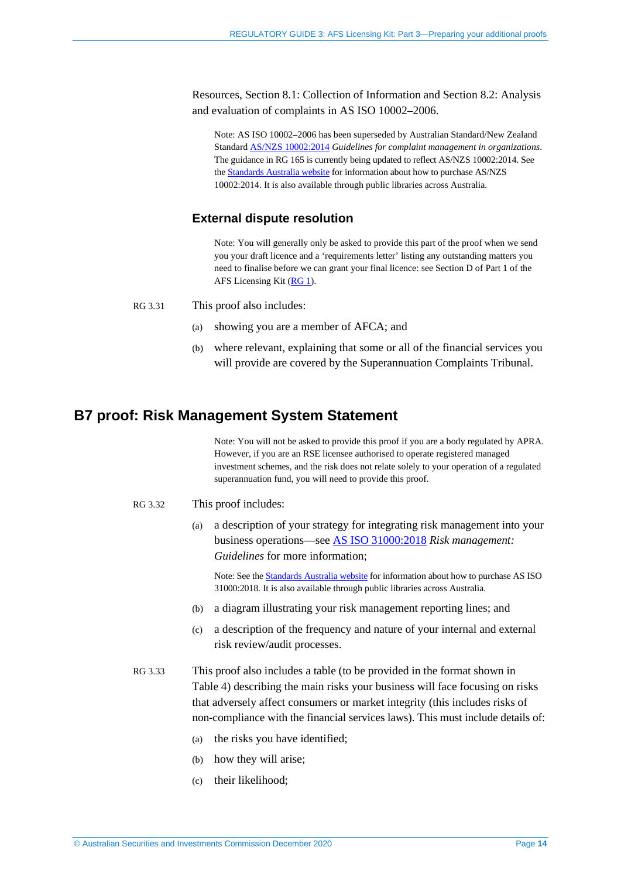Resources, Section 8.1: Collection of Information and Section 8.2: Analysis and evaluation of complaints in AS ISO 10002–2006.

Note: AS ISO 10002–2006 has been superseded by Australian Standard/New Zealand Standard AS/NZS 10002:2014 *Guidelines for complaint management in organizations*. The guidance in RG 165 is currently being updated to reflect AS/NZS 10002:2014. See the Standards Australia website for information about how to purchase AS/NZS 10002:2014. It is also available through public libraries across Australia.

### External dispute resolution

Note: You will generally only be asked to provide this part of the proof when we send you your draft licence and a 'requirements letter' listing any outstanding matters you need to finalise before we can grant your final licence: see Section D of Part 1 of the AFS Licensing Kit (RG 1).

RG 3.31 This proof also includes:

(a) showing you are a member of AFCA; and

(b) where relevant, explaining that some or all of the financial services you will provide are covered by the Superannuation Complaints Tribunal.

## B7 proof: Risk Management System Statement

Note: You will not be asked to provide this proof if you are a body regulated by APRA. However, if you are an RSE licensee authorised to operate registered managed investment schemes, and the risk does not relate solely to your operation of a regulated superannuation fund, you will need to provide this proof.

RG 3.32 This proof includes:

(a) a description of your strategy for integrating risk management into your business operations—see AS ISO 31000:2018 *Risk management: Guidelines* for more information;

Note: See the Standards Australia website for information about how to purchase AS ISO 31000:2018. It is also available through public libraries across Australia.

(b) a diagram illustrating your risk management reporting lines; and

(c) a description of the frequency and nature of your internal and external risk review/audit processes.

RG 3.33 This proof also includes a table (to be provided in the format shown in Table 4) describing the main risks your business will face focusing on risks that adversely affect consumers or market integrity (this includes risks of non-compliance with the financial services laws). This must include details of:

(a) the risks you have identified;

(b) how they will arise;

(c) their likelihood;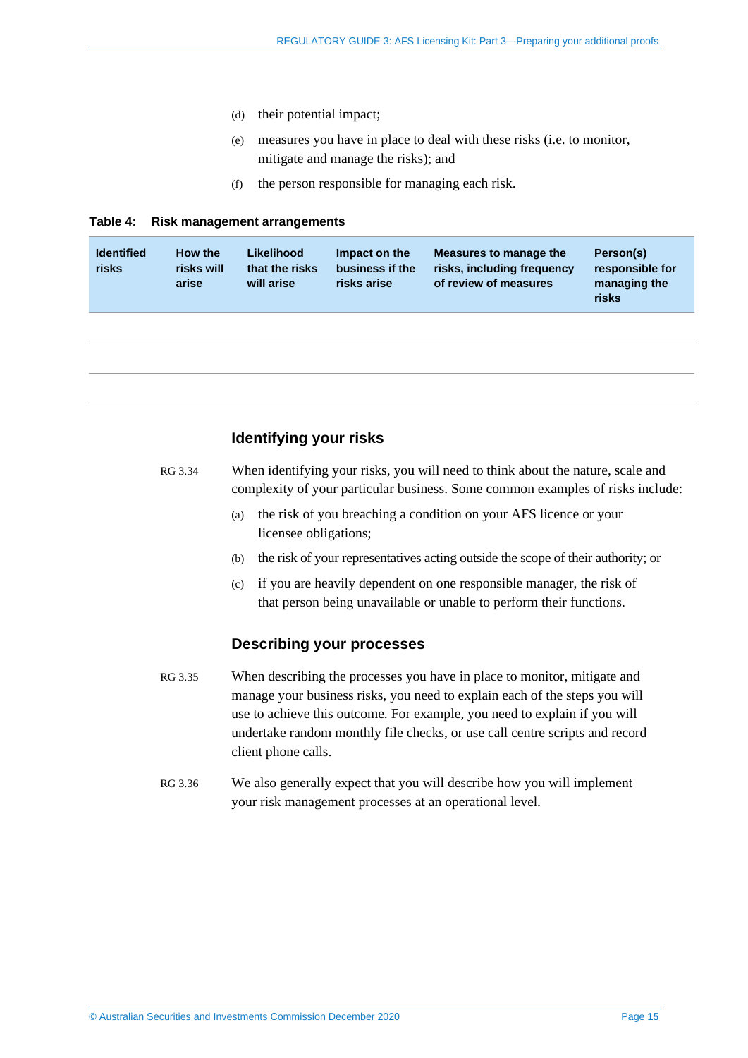(d) their potential impact;

(e) measures you have in place to deal with these risks (i.e. to monitor, mitigate and manage the risks); and

(f) the person responsible for managing each risk.

**Table 4: Risk management arrangements**

| Identified risks | How the risks will arise | Likelihood that the risks will arise | Impact on the business if the risks arise | Measures to manage the risks, including frequency of review of measures | Person(s) responsible for managing the risks |
|---|---|---|---|---|---|
| | | | | | |
| | | | | | |
| | | | | | |

### Identifying your risks

RG 3.34 When identifying your risks, you will need to think about the nature, scale and complexity of your particular business. Some common examples of risks include:

(a) the risk of you breaching a condition on your AFS licence or your licensee obligations;

(b) the risk of your representatives acting outside the scope of their authority; or

(c) if you are heavily dependent on one responsible manager, the risk of that person being unavailable or unable to perform their functions.

### Describing your processes

RG 3.35 When describing the processes you have in place to monitor, mitigate and manage your business risks, you need to explain each of the steps you will use to achieve this outcome. For example, you need to explain if you will undertake random monthly file checks, or use call centre scripts and record client phone calls.

RG 3.36 We also generally expect that you will describe how you will implement your risk management processes at an operational level.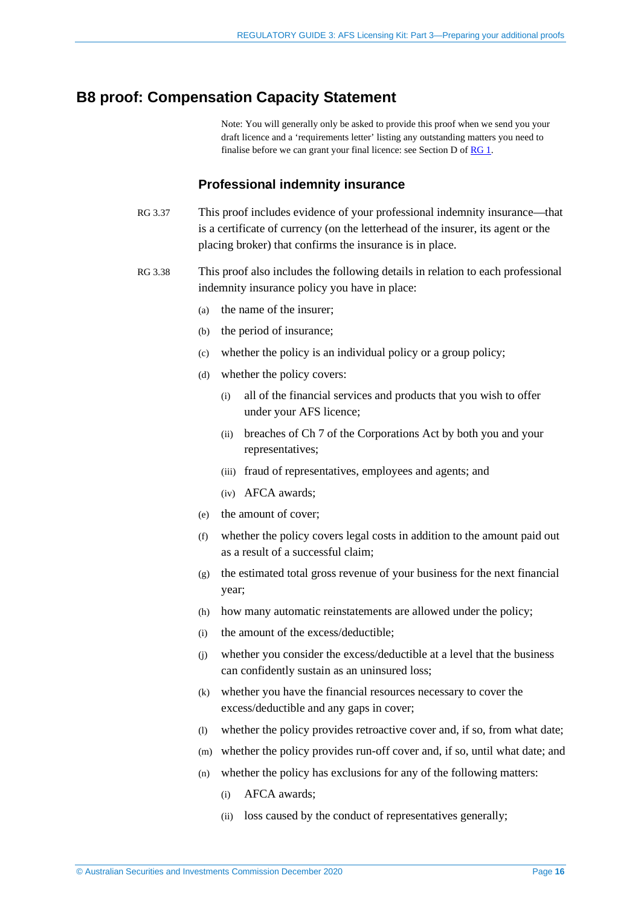## B8 proof: Compensation Capacity Statement

Note: You will generally only be asked to provide this proof when we send you your draft licence and a 'requirements letter' listing any outstanding matters you need to finalise before we can grant your final licence: see Section D of RG 1.

### Professional indemnity insurance

RG 3.37 This proof includes evidence of your professional indemnity insurance—that is a certificate of currency (on the letterhead of the insurer, its agent or the placing broker) that confirms the insurance is in place.

RG 3.38 This proof also includes the following details in relation to each professional indemnity insurance policy you have in place:

(a) the name of the insurer;

(b) the period of insurance;

(c) whether the policy is an individual policy or a group policy;

(d) whether the policy covers:

  (i) all of the financial services and products that you wish to offer under your AFS licence;

  (ii) breaches of Ch 7 of the Corporations Act by both you and your representatives;

  (iii) fraud of representatives, employees and agents; and

  (iv) AFCA awards;

(e) the amount of cover;

(f) whether the policy covers legal costs in addition to the amount paid out as a result of a successful claim;

(g) the estimated total gross revenue of your business for the next financial year;

(h) how many automatic reinstatements are allowed under the policy;

(i) the amount of the excess/deductible;

(j) whether you consider the excess/deductible at a level that the business can confidently sustain as an uninsured loss;

(k) whether you have the financial resources necessary to cover the excess/deductible and any gaps in cover;

(l) whether the policy provides retroactive cover and, if so, from what date;

(m) whether the policy provides run-off cover and, if so, until what date; and

(n) whether the policy has exclusions for any of the following matters:

  (i) AFCA awards;

  (ii) loss caused by the conduct of representatives generally;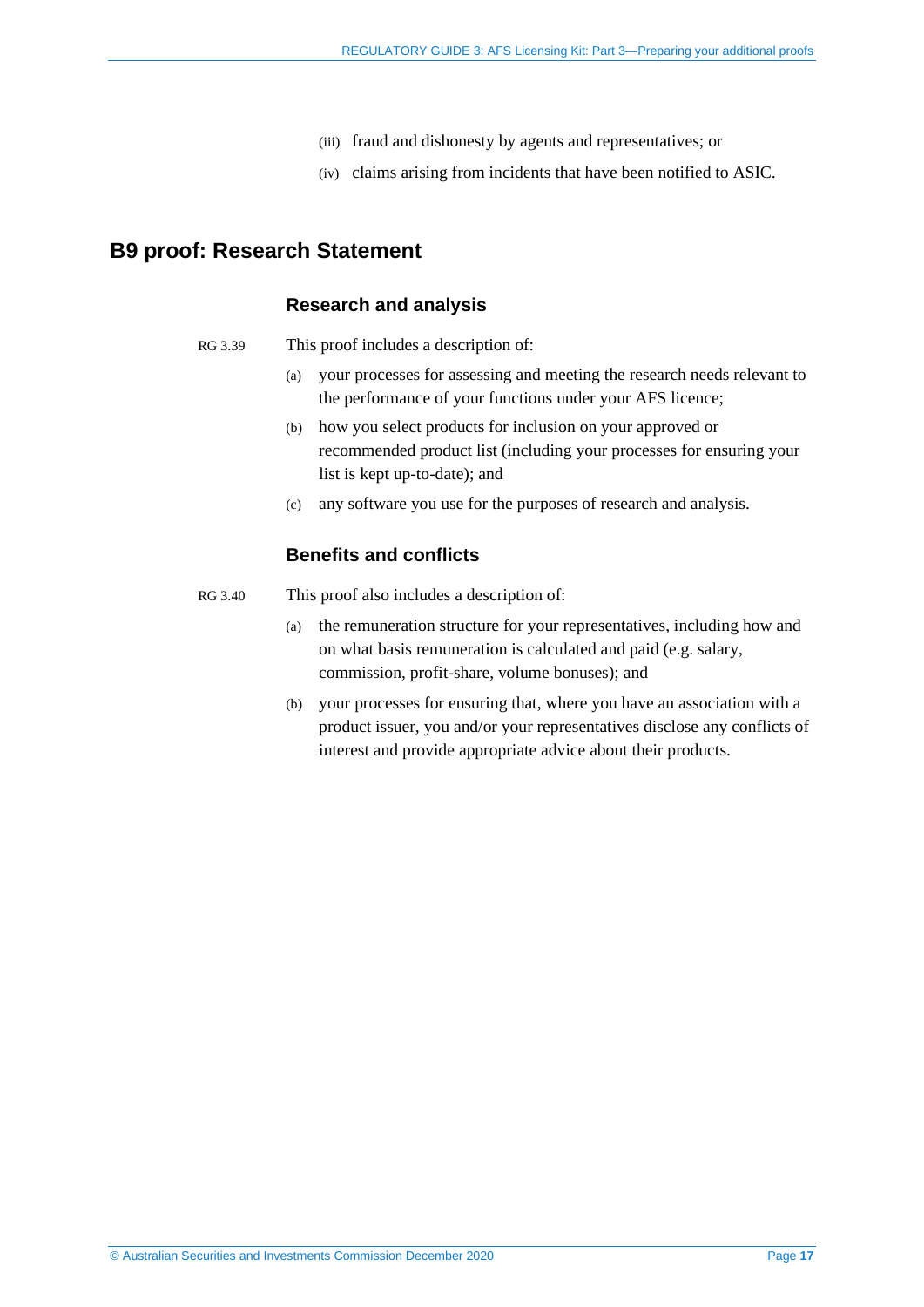(iii) fraud and dishonesty by agents and representatives; or

(iv) claims arising from incidents that have been notified to ASIC.

## B9 proof: Research Statement

### Research and analysis

RG 3.39 This proof includes a description of:

(a) your processes for assessing and meeting the research needs relevant to the performance of your functions under your AFS licence;

(b) how you select products for inclusion on your approved or recommended product list (including your processes for ensuring your list is kept up-to-date); and

(c) any software you use for the purposes of research and analysis.

### Benefits and conflicts

RG 3.40 This proof also includes a description of:

(a) the remuneration structure for your representatives, including how and on what basis remuneration is calculated and paid (e.g. salary, commission, profit-share, volume bonuses); and

(b) your processes for ensuring that, where you have an association with a product issuer, you and/or your representatives disclose any conflicts of interest and provide appropriate advice about their products.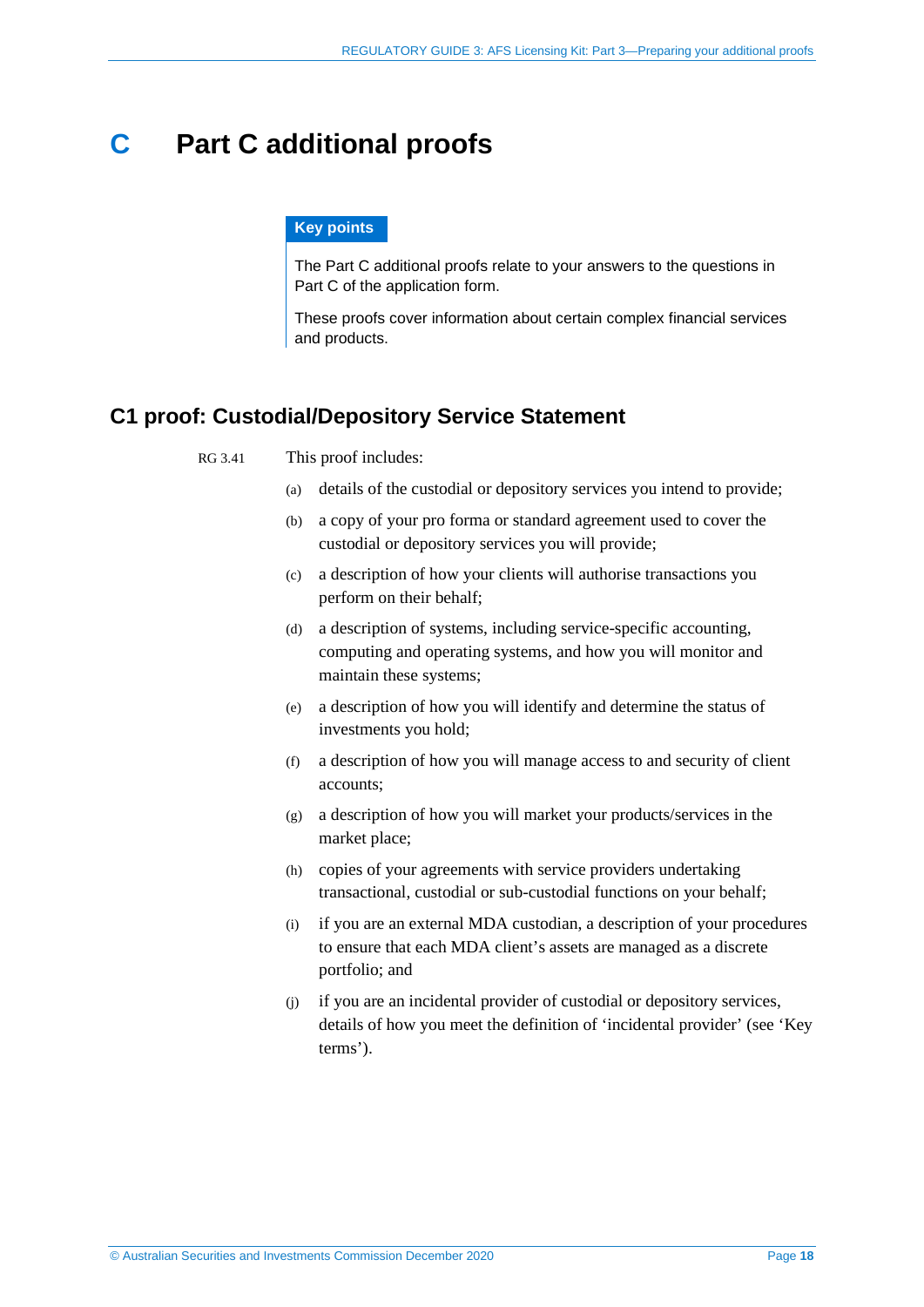# C Part C additional proofs

**Key points**

The Part C additional proofs relate to your answers to the questions in Part C of the application form.

These proofs cover information about certain complex financial services and products.

## C1 proof: Custodial/Depository Service Statement

RG 3.41 This proof includes:

(a) details of the custodial or depository services you intend to provide;

(b) a copy of your pro forma or standard agreement used to cover the custodial or depository services you will provide;

(c) a description of how your clients will authorise transactions you perform on their behalf;

(d) a description of systems, including service-specific accounting, computing and operating systems, and how you will monitor and maintain these systems;

(e) a description of how you will identify and determine the status of investments you hold;

(f) a description of how you will manage access to and security of client accounts;

(g) a description of how you will market your products/services in the market place;

(h) copies of your agreements with service providers undertaking transactional, custodial or sub-custodial functions on your behalf;

(i) if you are an external MDA custodian, a description of your procedures to ensure that each MDA client's assets are managed as a discrete portfolio; and

(j) if you are an incidental provider of custodial or depository services, details of how you meet the definition of 'incidental provider' (see 'Key terms').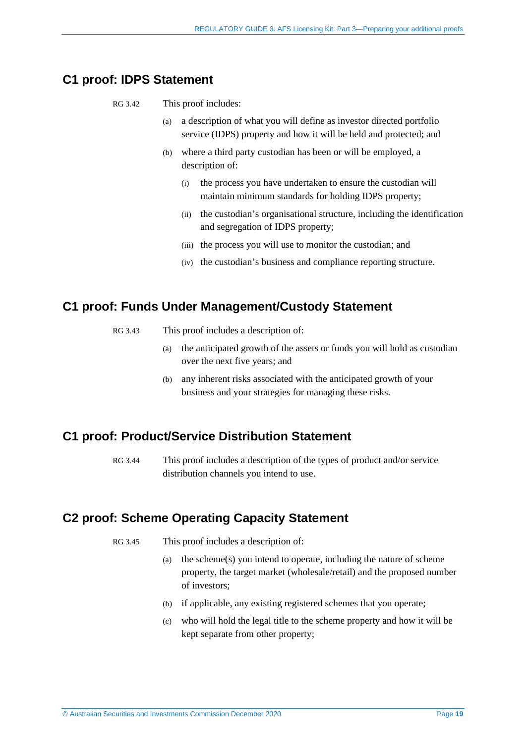## C1 proof: IDPS Statement

RG 3.42 This proof includes:

- (a) a description of what you will define as investor directed portfolio service (IDPS) property and how it will be held and protected; and
- (b) where a third party custodian has been or will be employed, a description of:
  - (i) the process you have undertaken to ensure the custodian will maintain minimum standards for holding IDPS property;
  - (ii) the custodian's organisational structure, including the identification and segregation of IDPS property;
  - (iii) the process you will use to monitor the custodian; and
  - (iv) the custodian's business and compliance reporting structure.

## C1 proof: Funds Under Management/Custody Statement

RG 3.43 This proof includes a description of:

- (a) the anticipated growth of the assets or funds you will hold as custodian over the next five years; and
- (b) any inherent risks associated with the anticipated growth of your business and your strategies for managing these risks.

## C1 proof: Product/Service Distribution Statement

RG 3.44 This proof includes a description of the types of product and/or service distribution channels you intend to use.

## C2 proof: Scheme Operating Capacity Statement

RG 3.45 This proof includes a description of:

- (a) the scheme(s) you intend to operate, including the nature of scheme property, the target market (wholesale/retail) and the proposed number of investors;
- (b) if applicable, any existing registered schemes that you operate;
- (c) who will hold the legal title to the scheme property and how it will be kept separate from other property;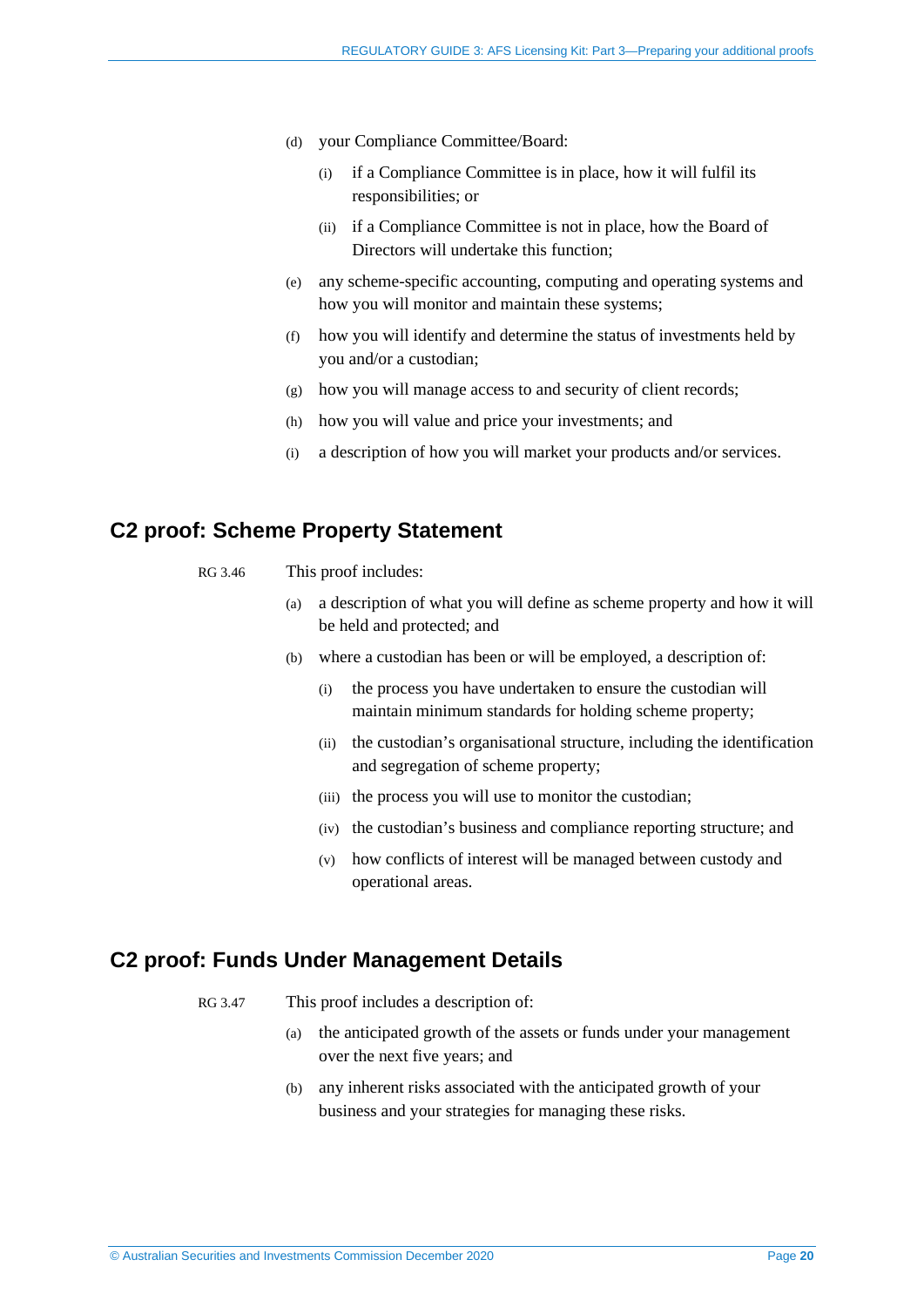(d) your Compliance Committee/Board:

  (i) if a Compliance Committee is in place, how it will fulfil its responsibilities; or

  (ii) if a Compliance Committee is not in place, how the Board of Directors will undertake this function;

(e) any scheme-specific accounting, computing and operating systems and how you will monitor and maintain these systems;

(f) how you will identify and determine the status of investments held by you and/or a custodian;

(g) how you will manage access to and security of client records;

(h) how you will value and price your investments; and

(i) a description of how you will market your products and/or services.

## C2 proof: Scheme Property Statement

RG 3.46 This proof includes:

(a) a description of what you will define as scheme property and how it will be held and protected; and

(b) where a custodian has been or will be employed, a description of:

  (i) the process you have undertaken to ensure the custodian will maintain minimum standards for holding scheme property;

  (ii) the custodian's organisational structure, including the identification and segregation of scheme property;

  (iii) the process you will use to monitor the custodian;

  (iv) the custodian's business and compliance reporting structure; and

  (v) how conflicts of interest will be managed between custody and operational areas.

## C2 proof: Funds Under Management Details

RG 3.47 This proof includes a description of:

(a) the anticipated growth of the assets or funds under your management over the next five years; and

(b) any inherent risks associated with the anticipated growth of your business and your strategies for managing these risks.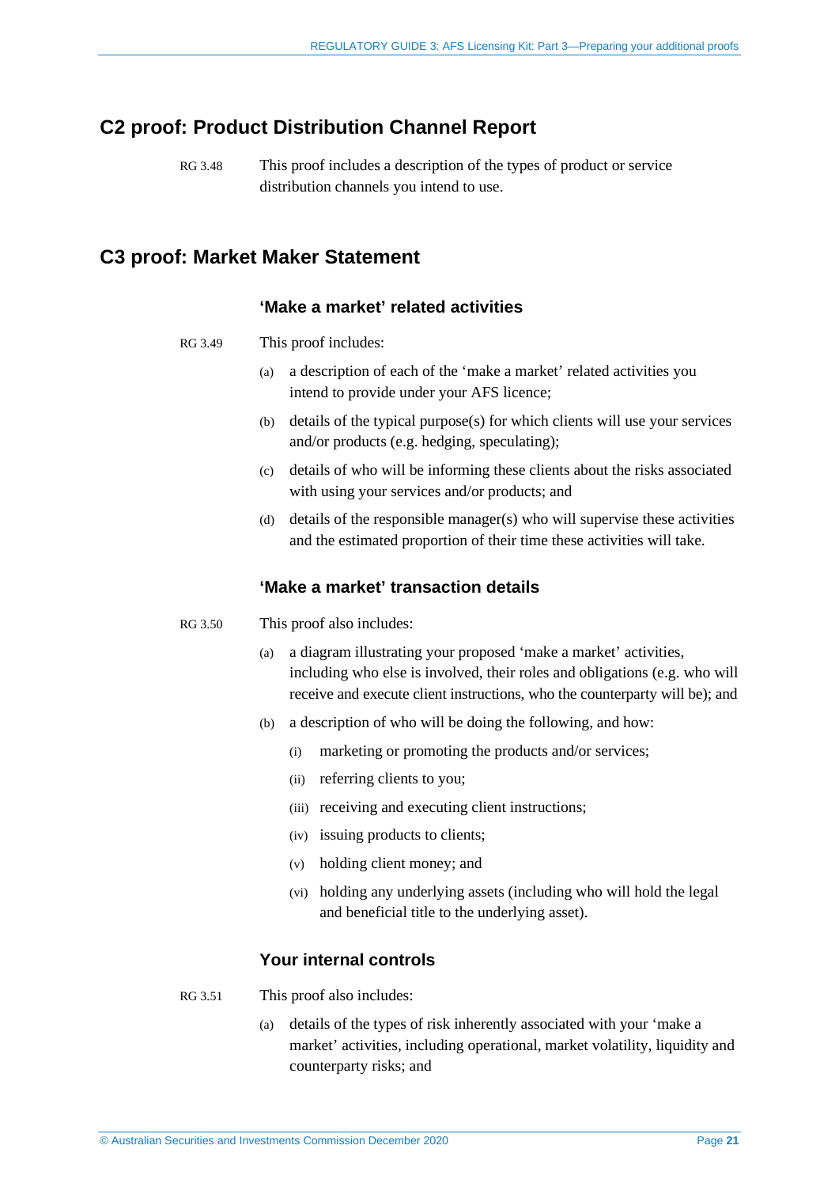## C2 proof: Product Distribution Channel Report

RG 3.48 This proof includes a description of the types of product or service distribution channels you intend to use.

## C3 proof: Market Maker Statement

### 'Make a market' related activities

RG 3.49 This proof includes:

(a) a description of each of the 'make a market' related activities you intend to provide under your AFS licence;

(b) details of the typical purpose(s) for which clients will use your services and/or products (e.g. hedging, speculating);

(c) details of who will be informing these clients about the risks associated with using your services and/or products; and

(d) details of the responsible manager(s) who will supervise these activities and the estimated proportion of their time these activities will take.

### 'Make a market' transaction details

RG 3.50 This proof also includes:

(a) a diagram illustrating your proposed 'make a market' activities, including who else is involved, their roles and obligations (e.g. who will receive and execute client instructions, who the counterparty will be); and

(b) a description of who will be doing the following, and how:

  (i) marketing or promoting the products and/or services;

  (ii) referring clients to you;

  (iii) receiving and executing client instructions;

  (iv) issuing products to clients;

  (v) holding client money; and

  (vi) holding any underlying assets (including who will hold the legal and beneficial title to the underlying asset).

### Your internal controls

RG 3.51 This proof also includes:

(a) details of the types of risk inherently associated with your 'make a market' activities, including operational, market volatility, liquidity and counterparty risks; and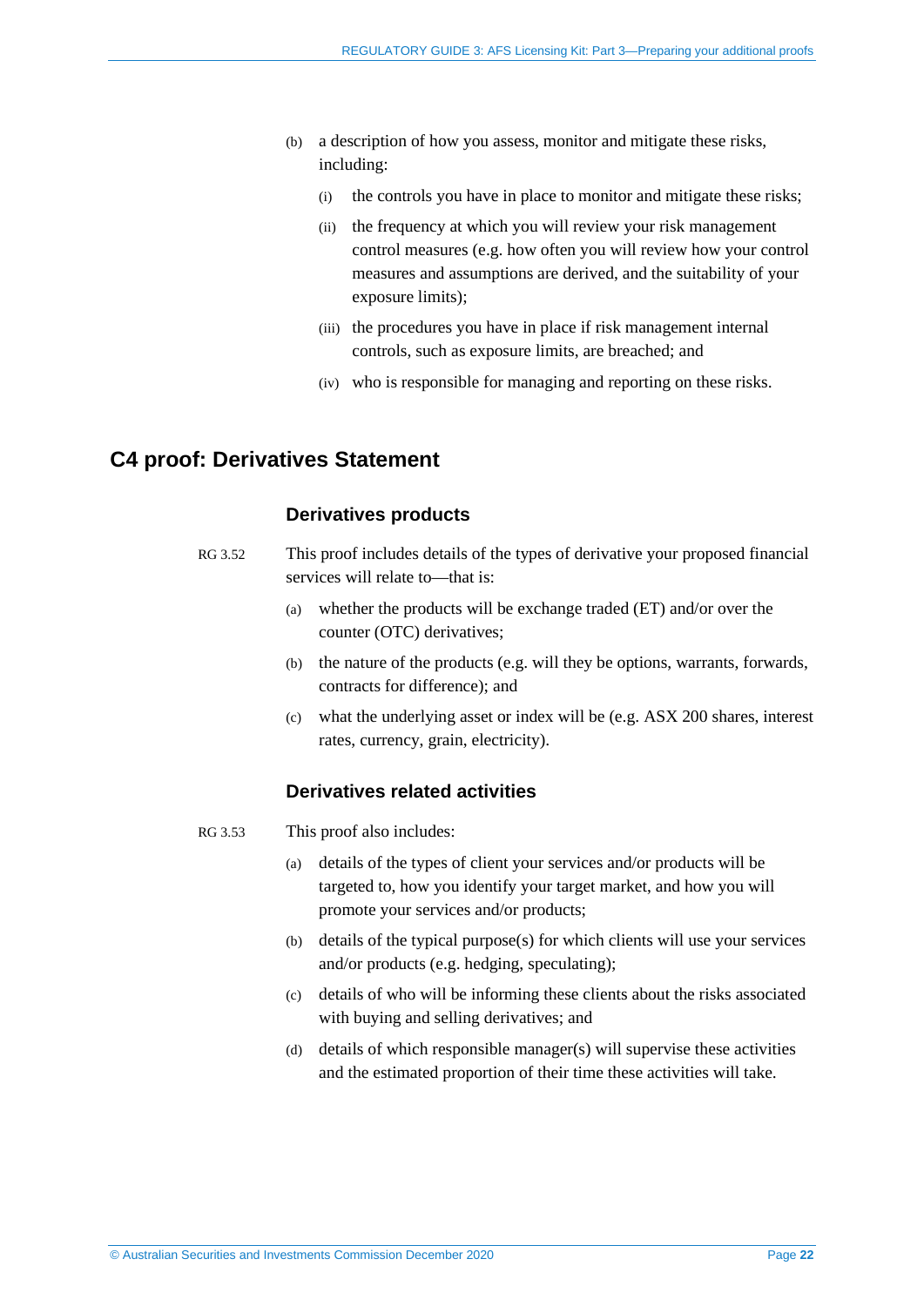(b) a description of how you assess, monitor and mitigate these risks, including:

  (i) the controls you have in place to monitor and mitigate these risks;

  (ii) the frequency at which you will review your risk management control measures (e.g. how often you will review how your control measures and assumptions are derived, and the suitability of your exposure limits);

  (iii) the procedures you have in place if risk management internal controls, such as exposure limits, are breached; and

  (iv) who is responsible for managing and reporting on these risks.

## C4 proof: Derivatives Statement

### Derivatives products

RG 3.52 This proof includes details of the types of derivative your proposed financial services will relate to—that is:

(a) whether the products will be exchange traded (ET) and/or over the counter (OTC) derivatives;

(b) the nature of the products (e.g. will they be options, warrants, forwards, contracts for difference); and

(c) what the underlying asset or index will be (e.g. ASX 200 shares, interest rates, currency, grain, electricity).

### Derivatives related activities

RG 3.53 This proof also includes:

(a) details of the types of client your services and/or products will be targeted to, how you identify your target market, and how you will promote your services and/or products;

(b) details of the typical purpose(s) for which clients will use your services and/or products (e.g. hedging, speculating);

(c) details of who will be informing these clients about the risks associated with buying and selling derivatives; and

(d) details of which responsible manager(s) will supervise these activities and the estimated proportion of their time these activities will take.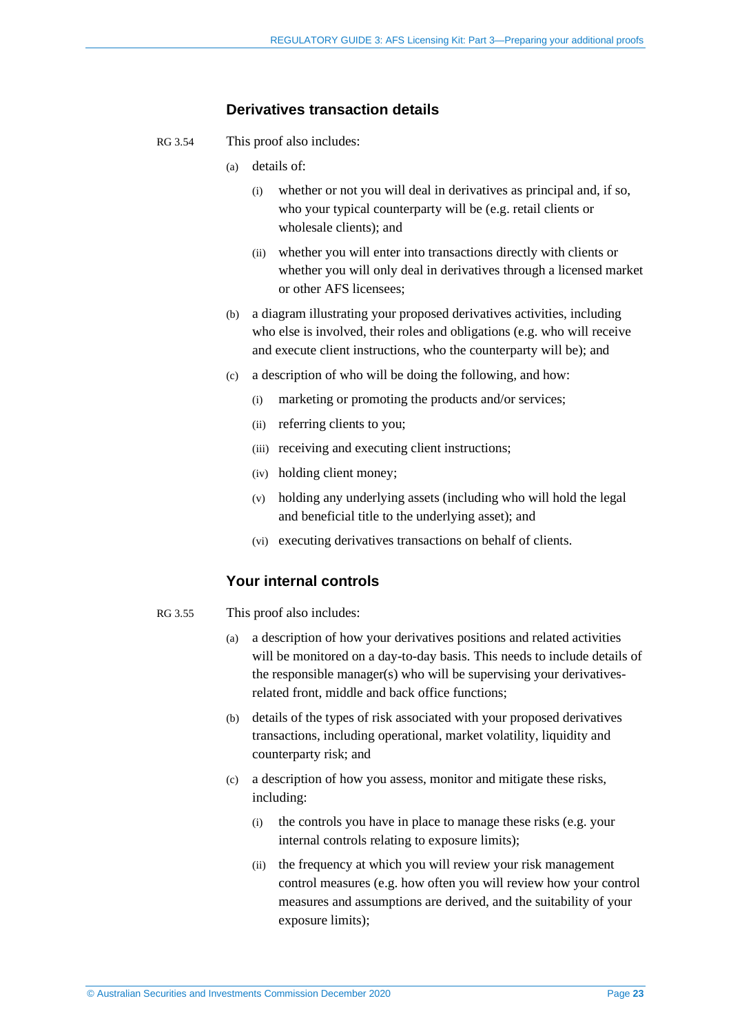## Derivatives transaction details

RG 3.54 This proof also includes:

(a) details of:

  (i) whether or not you will deal in derivatives as principal and, if so, who your typical counterparty will be (e.g. retail clients or wholesale clients); and

  (ii) whether you will enter into transactions directly with clients or whether you will only deal in derivatives through a licensed market or other AFS licensees;

(b) a diagram illustrating your proposed derivatives activities, including who else is involved, their roles and obligations (e.g. who will receive and execute client instructions, who the counterparty will be); and

(c) a description of who will be doing the following, and how:

  (i) marketing or promoting the products and/or services;

  (ii) referring clients to you;

  (iii) receiving and executing client instructions;

  (iv) holding client money;

  (v) holding any underlying assets (including who will hold the legal and beneficial title to the underlying asset); and

  (vi) executing derivatives transactions on behalf of clients.

## Your internal controls

RG 3.55 This proof also includes:

(a) a description of how your derivatives positions and related activities will be monitored on a day-to-day basis. This needs to include details of the responsible manager(s) who will be supervising your derivatives-related front, middle and back office functions;

(b) details of the types of risk associated with your proposed derivatives transactions, including operational, market volatility, liquidity and counterparty risk; and

(c) a description of how you assess, monitor and mitigate these risks, including:

  (i) the controls you have in place to manage these risks (e.g. your internal controls relating to exposure limits);

  (ii) the frequency at which you will review your risk management control measures (e.g. how often you will review how your control measures and assumptions are derived, and the suitability of your exposure limits);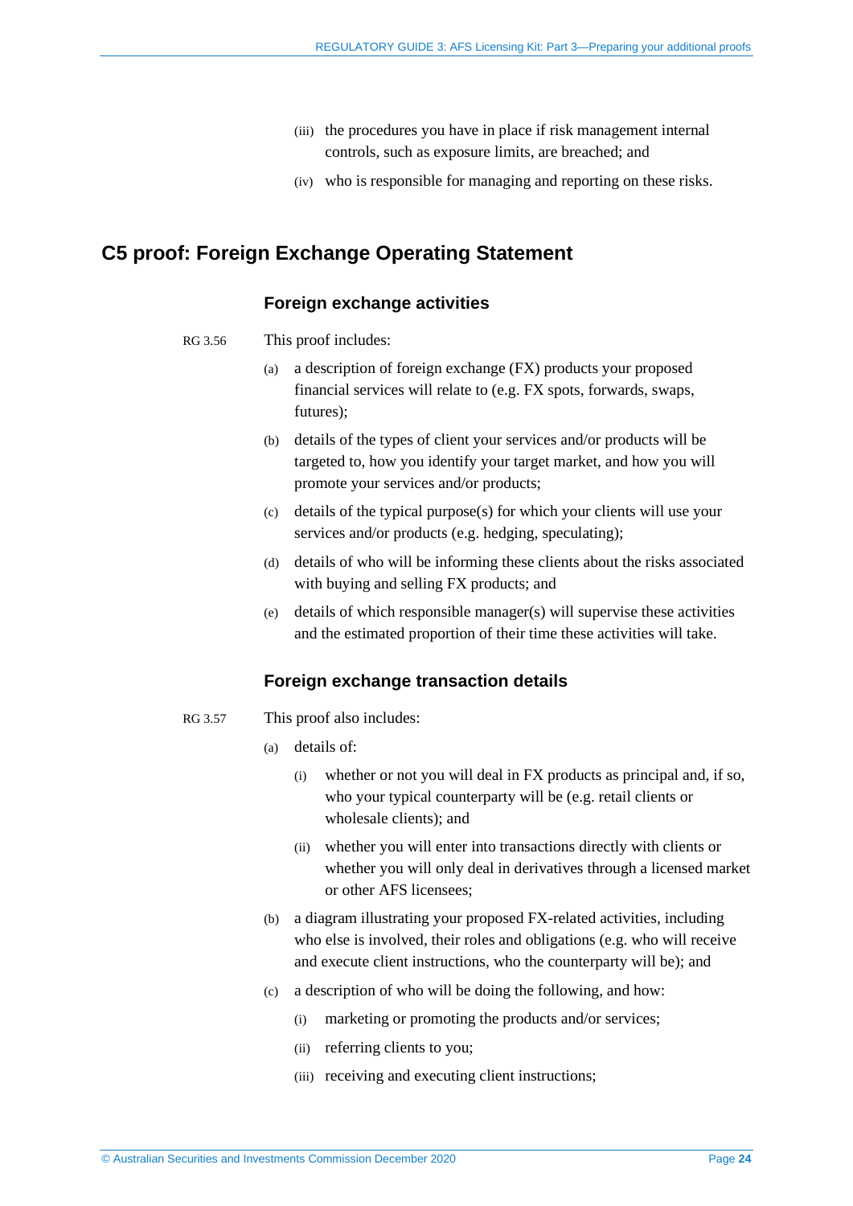(iii) the procedures you have in place if risk management internal controls, such as exposure limits, are breached; and

(iv) who is responsible for managing and reporting on these risks.

## C5 proof: Foreign Exchange Operating Statement

### Foreign exchange activities

RG 3.56 This proof includes:

(a) a description of foreign exchange (FX) products your proposed financial services will relate to (e.g. FX spots, forwards, swaps, futures);

(b) details of the types of client your services and/or products will be targeted to, how you identify your target market, and how you will promote your services and/or products;

(c) details of the typical purpose(s) for which your clients will use your services and/or products (e.g. hedging, speculating);

(d) details of who will be informing these clients about the risks associated with buying and selling FX products; and

(e) details of which responsible manager(s) will supervise these activities and the estimated proportion of their time these activities will take.

### Foreign exchange transaction details

RG 3.57 This proof also includes:

(a) details of:

(i) whether or not you will deal in FX products as principal and, if so, who your typical counterparty will be (e.g. retail clients or wholesale clients); and

(ii) whether you will enter into transactions directly with clients or whether you will only deal in derivatives through a licensed market or other AFS licensees;

(b) a diagram illustrating your proposed FX-related activities, including who else is involved, their roles and obligations (e.g. who will receive and execute client instructions, who the counterparty will be); and

(c) a description of who will be doing the following, and how:

(i) marketing or promoting the products and/or services;

(ii) referring clients to you;

(iii) receiving and executing client instructions;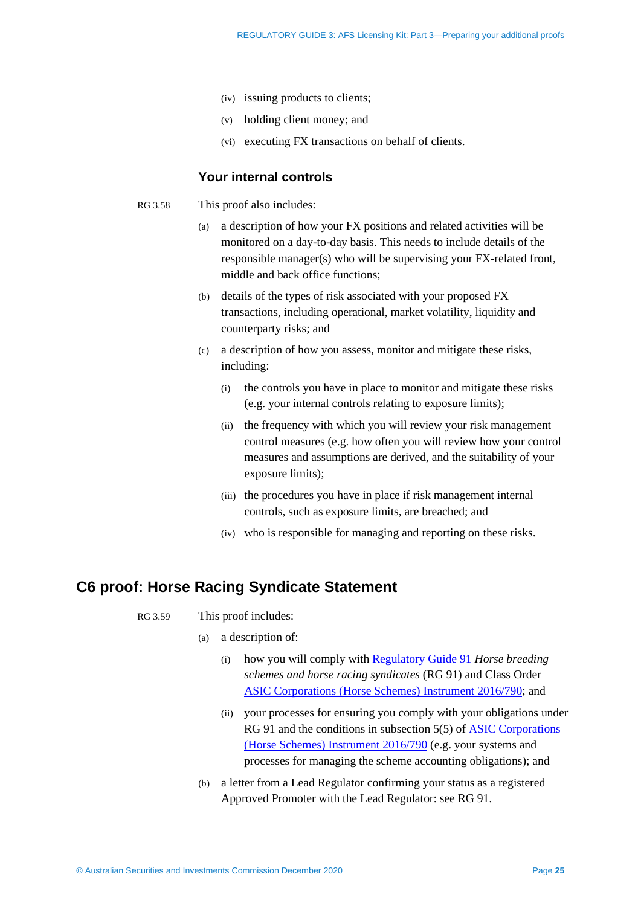(iv) issuing products to clients;

(v) holding client money; and

(vi) executing FX transactions on behalf of clients.

### Your internal controls

RG 3.58 This proof also includes:

(a) a description of how your FX positions and related activities will be monitored on a day-to-day basis. This needs to include details of the responsible manager(s) who will be supervising your FX-related front, middle and back office functions;

(b) details of the types of risk associated with your proposed FX transactions, including operational, market volatility, liquidity and counterparty risks; and

(c) a description of how you assess, monitor and mitigate these risks, including:

(i) the controls you have in place to monitor and mitigate these risks (e.g. your internal controls relating to exposure limits);

(ii) the frequency with which you will review your risk management control measures (e.g. how often you will review how your control measures and assumptions are derived, and the suitability of your exposure limits);

(iii) the procedures you have in place if risk management internal controls, such as exposure limits, are breached; and

(iv) who is responsible for managing and reporting on these risks.

## C6 proof: Horse Racing Syndicate Statement

RG 3.59 This proof includes:

(a) a description of:

(i) how you will comply with Regulatory Guide 91 *Horse breeding schemes and horse racing syndicates* (RG 91) and Class Order ASIC Corporations (Horse Schemes) Instrument 2016/790; and

(ii) your processes for ensuring you comply with your obligations under RG 91 and the conditions in subsection 5(5) of ASIC Corporations (Horse Schemes) Instrument 2016/790 (e.g. your systems and processes for managing the scheme accounting obligations); and

(b) a letter from a Lead Regulator confirming your status as a registered Approved Promoter with the Lead Regulator: see RG 91.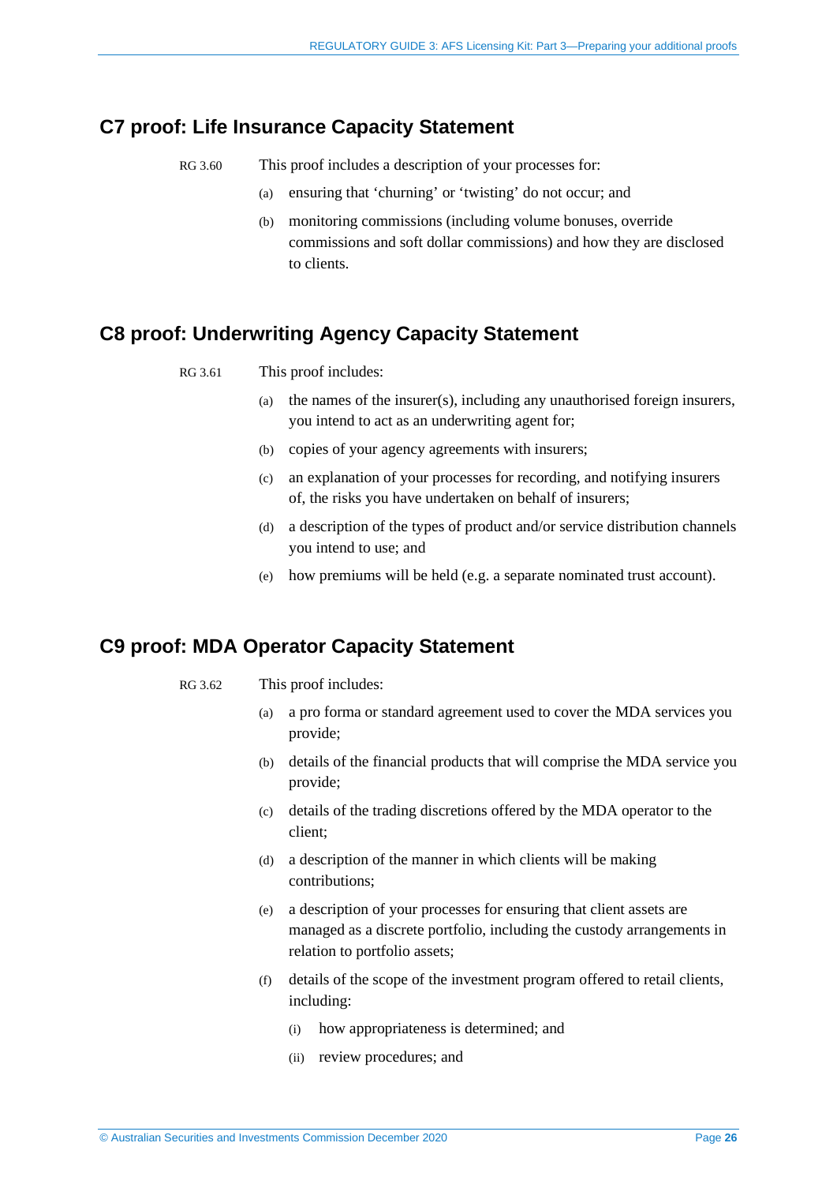## C7 proof: Life Insurance Capacity Statement

RG 3.60 This proof includes a description of your processes for:

(a) ensuring that 'churning' or 'twisting' do not occur; and

(b) monitoring commissions (including volume bonuses, override commissions and soft dollar commissions) and how they are disclosed to clients.

## C8 proof: Underwriting Agency Capacity Statement

RG 3.61 This proof includes:

(a) the names of the insurer(s), including any unauthorised foreign insurers, you intend to act as an underwriting agent for;

(b) copies of your agency agreements with insurers;

(c) an explanation of your processes for recording, and notifying insurers of, the risks you have undertaken on behalf of insurers;

(d) a description of the types of product and/or service distribution channels you intend to use; and

(e) how premiums will be held (e.g. a separate nominated trust account).

## C9 proof: MDA Operator Capacity Statement

RG 3.62 This proof includes:

(a) a pro forma or standard agreement used to cover the MDA services you provide;

(b) details of the financial products that will comprise the MDA service you provide;

(c) details of the trading discretions offered by the MDA operator to the client;

(d) a description of the manner in which clients will be making contributions;

(e) a description of your processes for ensuring that client assets are managed as a discrete portfolio, including the custody arrangements in relation to portfolio assets;

(f) details of the scope of the investment program offered to retail clients, including:

   (i) how appropriateness is determined; and

   (ii) review procedures; and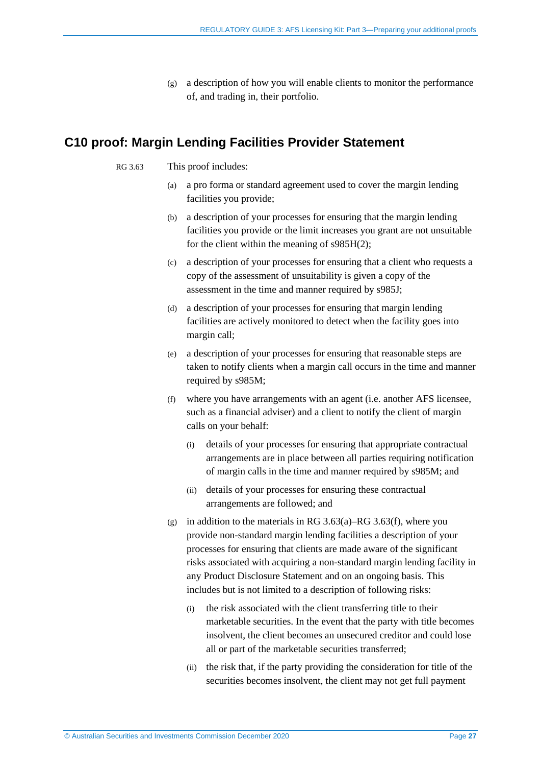(g) a description of how you will enable clients to monitor the performance of, and trading in, their portfolio.

## C10 proof: Margin Lending Facilities Provider Statement

RG 3.63 This proof includes:

(a) a pro forma or standard agreement used to cover the margin lending facilities you provide;

(b) a description of your processes for ensuring that the margin lending facilities you provide or the limit increases you grant are not unsuitable for the client within the meaning of s985H(2);

(c) a description of your processes for ensuring that a client who requests a copy of the assessment of unsuitability is given a copy of the assessment in the time and manner required by s985J;

(d) a description of your processes for ensuring that margin lending facilities are actively monitored to detect when the facility goes into margin call;

(e) a description of your processes for ensuring that reasonable steps are taken to notify clients when a margin call occurs in the time and manner required by s985M;

(f) where you have arrangements with an agent (i.e. another AFS licensee, such as a financial adviser) and a client to notify the client of margin calls on your behalf:

   (i) details of your processes for ensuring that appropriate contractual arrangements are in place between all parties requiring notification of margin calls in the time and manner required by s985M; and

   (ii) details of your processes for ensuring these contractual arrangements are followed; and

(g) in addition to the materials in RG 3.63(a)–RG 3.63(f), where you provide non-standard margin lending facilities a description of your processes for ensuring that clients are made aware of the significant risks associated with acquiring a non-standard margin lending facility in any Product Disclosure Statement and on an ongoing basis. This includes but is not limited to a description of following risks:

   (i) the risk associated with the client transferring title to their marketable securities. In the event that the party with title becomes insolvent, the client becomes an unsecured creditor and could lose all or part of the marketable securities transferred;

   (ii) the risk that, if the party providing the consideration for title of the securities becomes insolvent, the client may not get full payment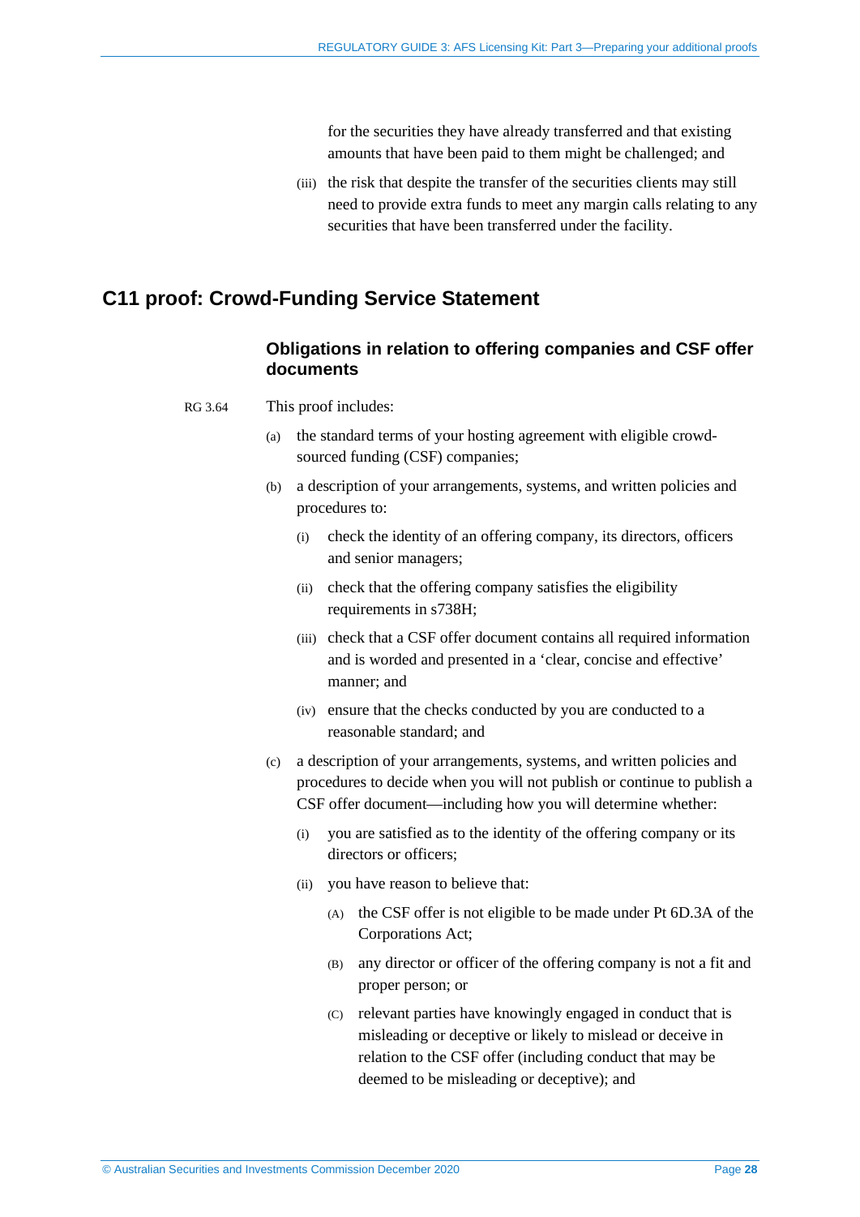for the securities they have already transferred and that existing amounts that have been paid to them might be challenged; and

(iii) the risk that despite the transfer of the securities clients may still need to provide extra funds to meet any margin calls relating to any securities that have been transferred under the facility.

## C11 proof: Crowd-Funding Service Statement

### Obligations in relation to offering companies and CSF offer documents

RG 3.64 This proof includes:

(a) the standard terms of your hosting agreement with eligible crowd-sourced funding (CSF) companies;

(b) a description of your arrangements, systems, and written policies and procedures to:

(i) check the identity of an offering company, its directors, officers and senior managers;

(ii) check that the offering company satisfies the eligibility requirements in s738H;

(iii) check that a CSF offer document contains all required information and is worded and presented in a 'clear, concise and effective' manner; and

(iv) ensure that the checks conducted by you are conducted to a reasonable standard; and

(c) a description of your arrangements, systems, and written policies and procedures to decide when you will not publish or continue to publish a CSF offer document—including how you will determine whether:

(i) you are satisfied as to the identity of the offering company or its directors or officers;

(ii) you have reason to believe that:

(A) the CSF offer is not eligible to be made under Pt 6D.3A of the Corporations Act;

(B) any director or officer of the offering company is not a fit and proper person; or

(C) relevant parties have knowingly engaged in conduct that is misleading or deceptive or likely to mislead or deceive in relation to the CSF offer (including conduct that may be deemed to be misleading or deceptive); and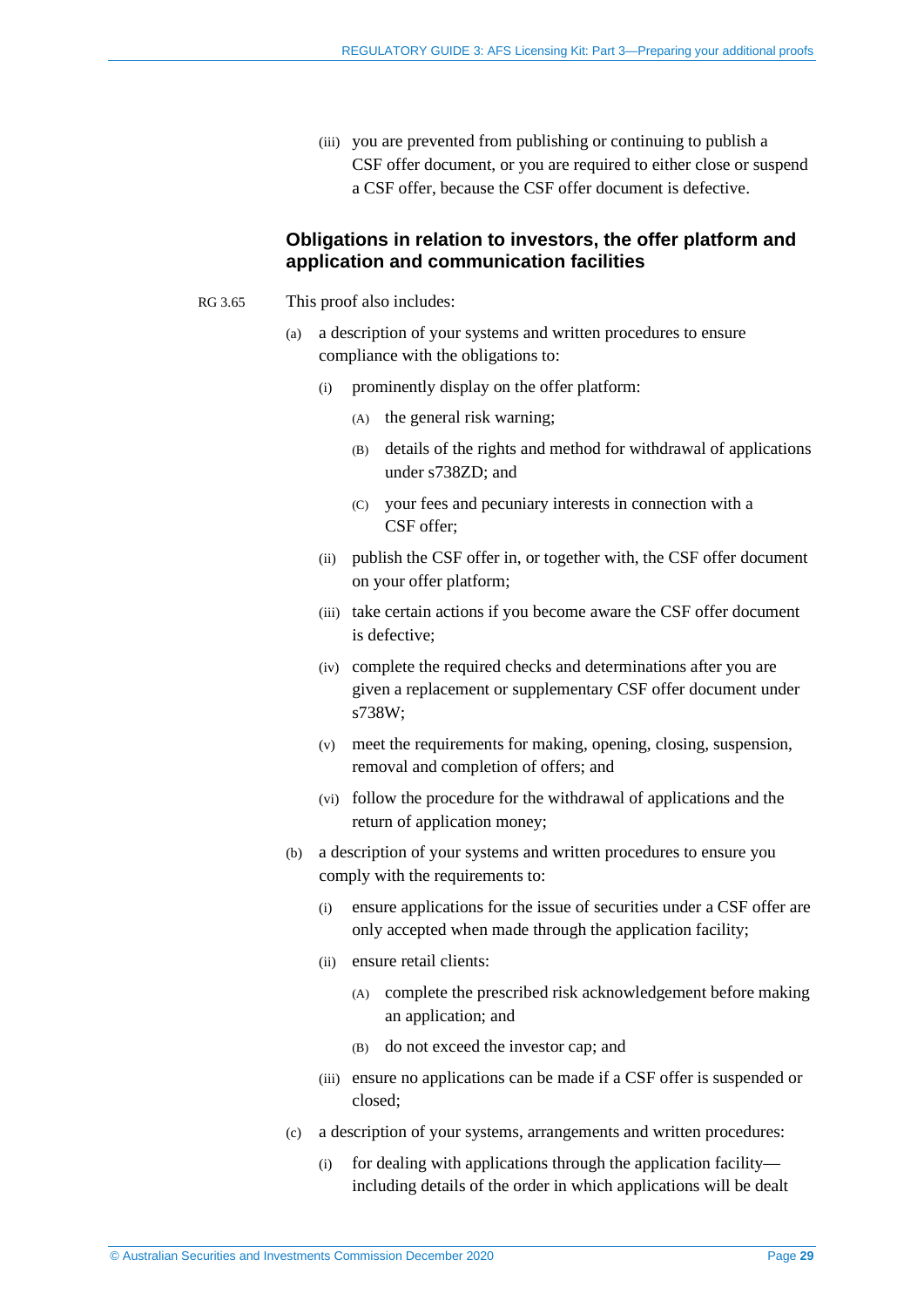(iii) you are prevented from publishing or continuing to publish a CSF offer document, or you are required to either close or suspend a CSF offer, because the CSF offer document is defective.

### Obligations in relation to investors, the offer platform and application and communication facilities

RG 3.65 This proof also includes:

(a) a description of your systems and written procedures to ensure compliance with the obligations to:

   (i) prominently display on the offer platform:

      (A) the general risk warning;

      (B) details of the rights and method for withdrawal of applications under s738ZD; and

      (C) your fees and pecuniary interests in connection with a CSF offer;

   (ii) publish the CSF offer in, or together with, the CSF offer document on your offer platform;

   (iii) take certain actions if you become aware the CSF offer document is defective;

   (iv) complete the required checks and determinations after you are given a replacement or supplementary CSF offer document under s738W;

   (v) meet the requirements for making, opening, closing, suspension, removal and completion of offers; and

   (vi) follow the procedure for the withdrawal of applications and the return of application money;

(b) a description of your systems and written procedures to ensure you comply with the requirements to:

   (i) ensure applications for the issue of securities under a CSF offer are only accepted when made through the application facility;

   (ii) ensure retail clients:

      (A) complete the prescribed risk acknowledgement before making an application; and

      (B) do not exceed the investor cap; and

   (iii) ensure no applications can be made if a CSF offer is suspended or closed;

(c) a description of your systems, arrangements and written procedures:

   (i) for dealing with applications through the application facility—including details of the order in which applications will be dealt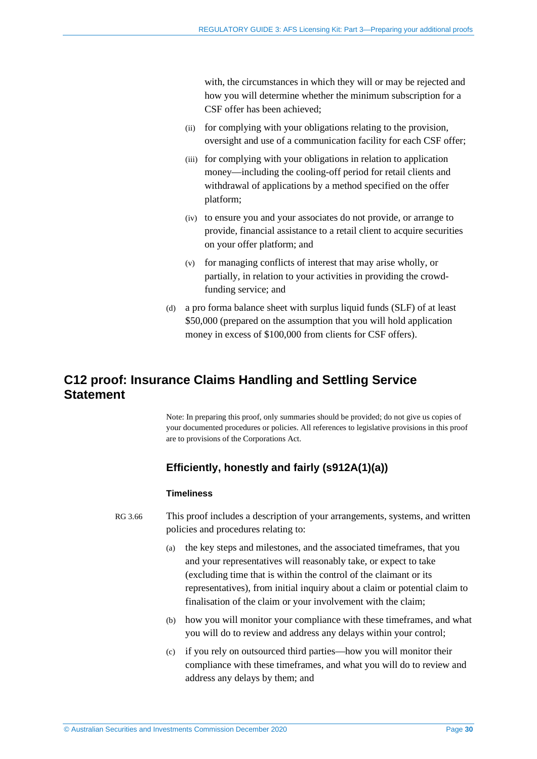with, the circumstances in which they will or may be rejected and how you will determine whether the minimum subscription for a CSF offer has been achieved;

(ii) for complying with your obligations relating to the provision, oversight and use of a communication facility for each CSF offer;

(iii) for complying with your obligations in relation to application money—including the cooling-off period for retail clients and withdrawal of applications by a method specified on the offer platform;

(iv) to ensure you and your associates do not provide, or arrange to provide, financial assistance to a retail client to acquire securities on your offer platform; and

(v) for managing conflicts of interest that may arise wholly, or partially, in relation to your activities in providing the crowd-funding service; and

(d) a pro forma balance sheet with surplus liquid funds (SLF) of at least $50,000 (prepared on the assumption that you will hold application money in excess of $100,000 from clients for CSF offers).

## C12 proof: Insurance Claims Handling and Settling Service Statement

Note: In preparing this proof, only summaries should be provided; do not give us copies of your documented procedures or policies. All references to legislative provisions in this proof are to provisions of the Corporations Act.

### Efficiently, honestly and fairly (s912A(1)(a))

#### Timeliness

RG 3.66 This proof includes a description of your arrangements, systems, and written policies and procedures relating to:

(a) the key steps and milestones, and the associated timeframes, that you and your representatives will reasonably take, or expect to take (excluding time that is within the control of the claimant or its representatives), from initial inquiry about a claim or potential claim to finalisation of the claim or your involvement with the claim;

(b) how you will monitor your compliance with these timeframes, and what you will do to review and address any delays within your control;

(c) if you rely on outsourced third parties—how you will monitor their compliance with these timeframes, and what you will do to review and address any delays by them; and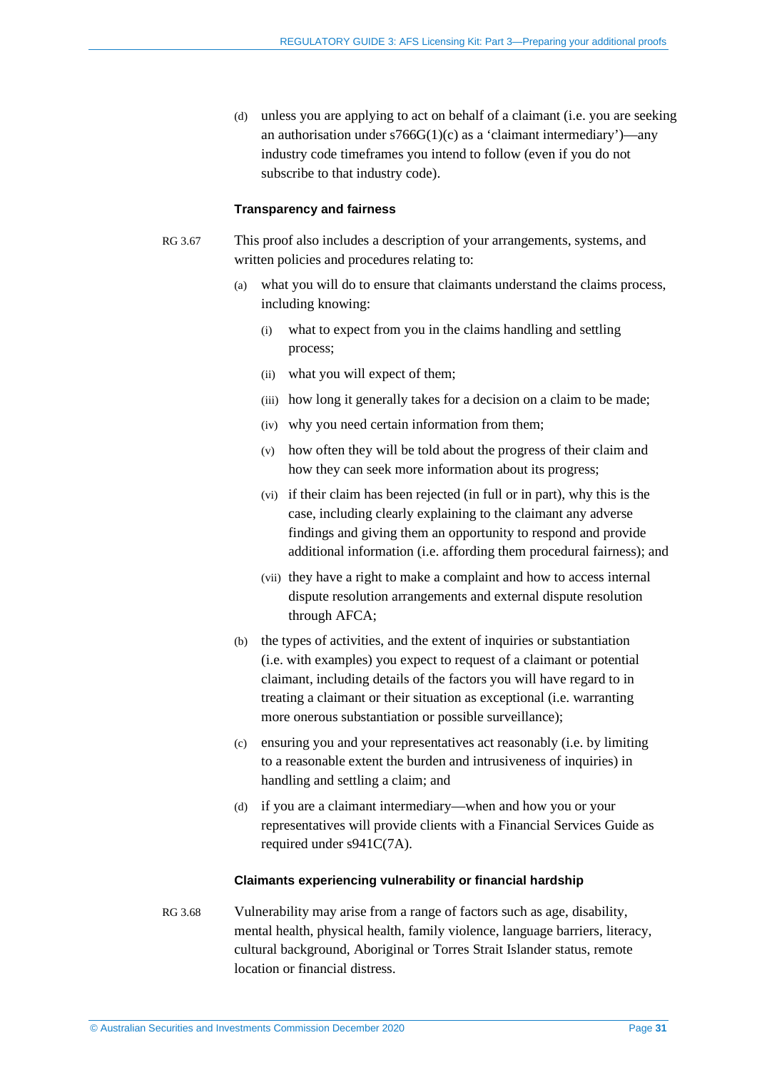(d) unless you are applying to act on behalf of a claimant (i.e. you are seeking an authorisation under s766G(1)(c) as a 'claimant intermediary')—any industry code timeframes you intend to follow (even if you do not subscribe to that industry code).

#### Transparency and fairness

RG 3.67 This proof also includes a description of your arrangements, systems, and written policies and procedures relating to:

(a) what you will do to ensure that claimants understand the claims process, including knowing:

(i) what to expect from you in the claims handling and settling process;

(ii) what you will expect of them;

(iii) how long it generally takes for a decision on a claim to be made;

(iv) why you need certain information from them;

(v) how often they will be told about the progress of their claim and how they can seek more information about its progress;

(vi) if their claim has been rejected (in full or in part), why this is the case, including clearly explaining to the claimant any adverse findings and giving them an opportunity to respond and provide additional information (i.e. affording them procedural fairness); and

(vii) they have a right to make a complaint and how to access internal dispute resolution arrangements and external dispute resolution through AFCA;

(b) the types of activities, and the extent of inquiries or substantiation (i.e. with examples) you expect to request of a claimant or potential claimant, including details of the factors you will have regard to in treating a claimant or their situation as exceptional (i.e. warranting more onerous substantiation or possible surveillance);

(c) ensuring you and your representatives act reasonably (i.e. by limiting to a reasonable extent the burden and intrusiveness of inquiries) in handling and settling a claim; and

(d) if you are a claimant intermediary—when and how you or your representatives will provide clients with a Financial Services Guide as required under s941C(7A).

#### Claimants experiencing vulnerability or financial hardship

RG 3.68 Vulnerability may arise from a range of factors such as age, disability, mental health, physical health, family violence, language barriers, literacy, cultural background, Aboriginal or Torres Strait Islander status, remote location or financial distress.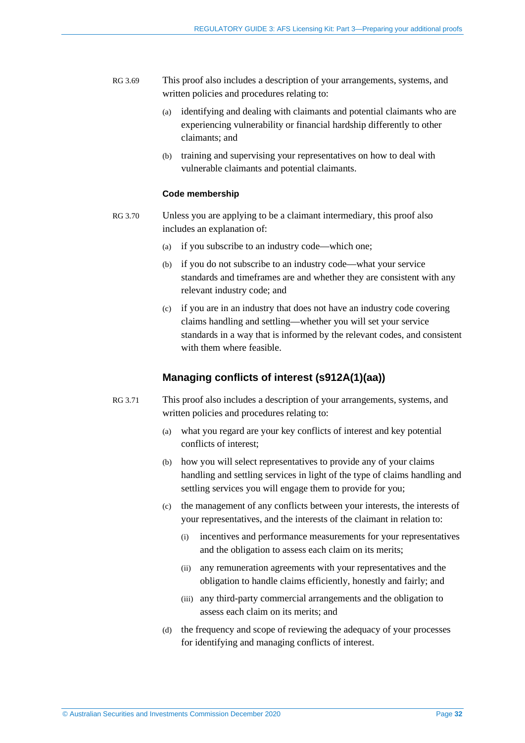RG 3.69 This proof also includes a description of your arrangements, systems, and written policies and procedures relating to:

(a) identifying and dealing with claimants and potential claimants who are experiencing vulnerability or financial hardship differently to other claimants; and

(b) training and supervising your representatives on how to deal with vulnerable claimants and potential claimants.

#### Code membership

RG 3.70 Unless you are applying to be a claimant intermediary, this proof also includes an explanation of:

(a) if you subscribe to an industry code—which one;

(b) if you do not subscribe to an industry code—what your service standards and timeframes are and whether they are consistent with any relevant industry code; and

(c) if you are in an industry that does not have an industry code covering claims handling and settling—whether you will set your service standards in a way that is informed by the relevant codes, and consistent with them where feasible.

### Managing conflicts of interest (s912A(1)(aa))

RG 3.71 This proof also includes a description of your arrangements, systems, and written policies and procedures relating to:

(a) what you regard are your key conflicts of interest and key potential conflicts of interest;

(b) how you will select representatives to provide any of your claims handling and settling services in light of the type of claims handling and settling services you will engage them to provide for you;

(c) the management of any conflicts between your interests, the interests of your representatives, and the interests of the claimant in relation to:

(i) incentives and performance measurements for your representatives and the obligation to assess each claim on its merits;

(ii) any remuneration agreements with your representatives and the obligation to handle claims efficiently, honestly and fairly; and

(iii) any third-party commercial arrangements and the obligation to assess each claim on its merits; and

(d) the frequency and scope of reviewing the adequacy of your processes for identifying and managing conflicts of interest.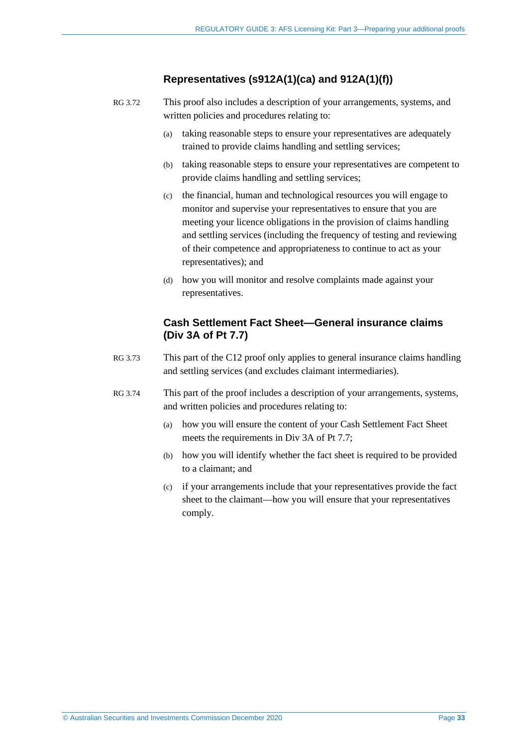### Representatives (s912A(1)(ca) and 912A(1)(f))

RG 3.72 This proof also includes a description of your arrangements, systems, and written policies and procedures relating to:

(a) taking reasonable steps to ensure your representatives are adequately trained to provide claims handling and settling services;

(b) taking reasonable steps to ensure your representatives are competent to provide claims handling and settling services;

(c) the financial, human and technological resources you will engage to monitor and supervise your representatives to ensure that you are meeting your licence obligations in the provision of claims handling and settling services (including the frequency of testing and reviewing of their competence and appropriateness to continue to act as your representatives); and

(d) how you will monitor and resolve complaints made against your representatives.

### Cash Settlement Fact Sheet—General insurance claims (Div 3A of Pt 7.7)

RG 3.73 This part of the C12 proof only applies to general insurance claims handling and settling services (and excludes claimant intermediaries).

RG 3.74 This part of the proof includes a description of your arrangements, systems, and written policies and procedures relating to:

(a) how you will ensure the content of your Cash Settlement Fact Sheet meets the requirements in Div 3A of Pt 7.7;

(b) how you will identify whether the fact sheet is required to be provided to a claimant; and

(c) if your arrangements include that your representatives provide the fact sheet to the claimant—how you will ensure that your representatives comply.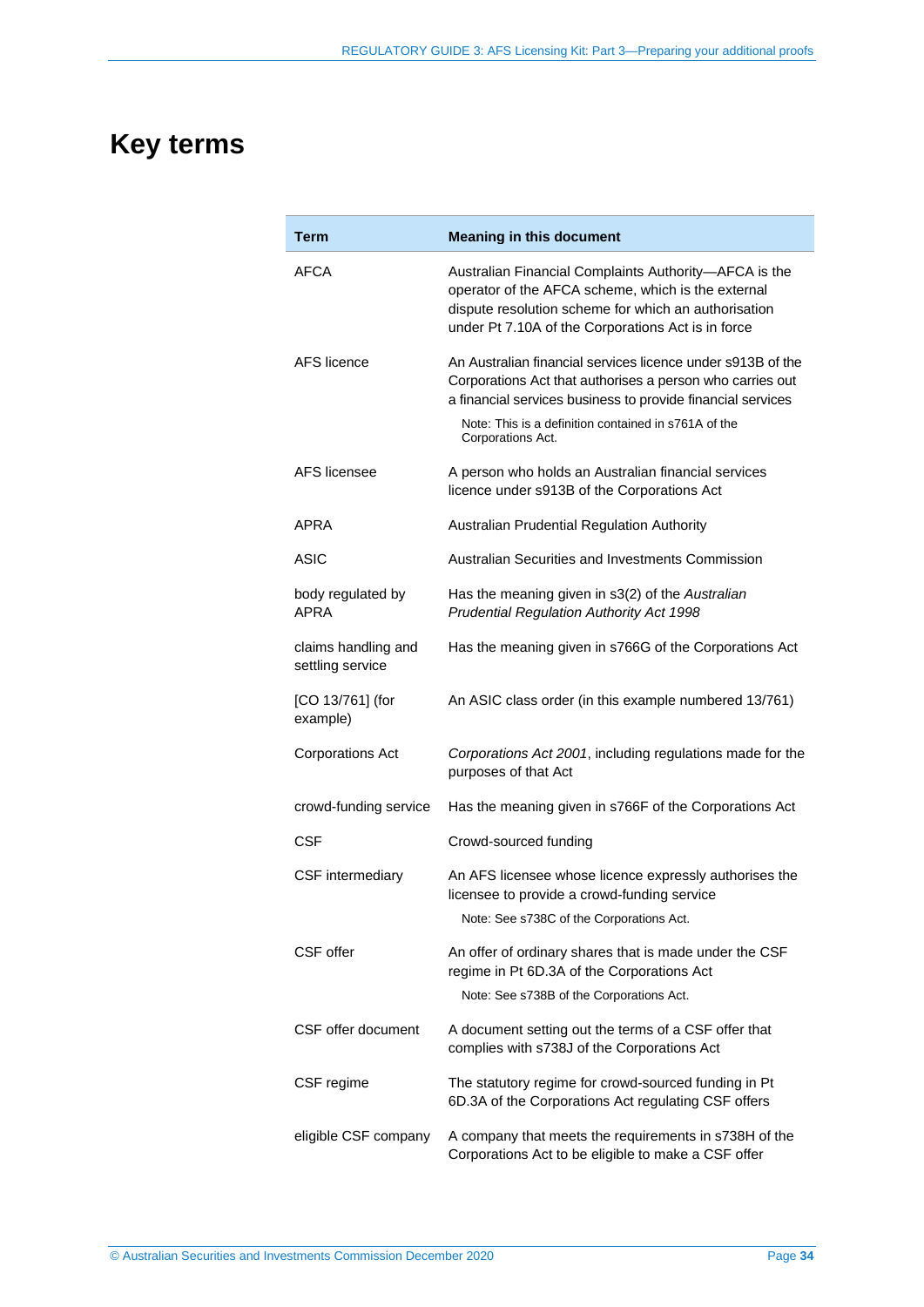# Key terms

| Term | Meaning in this document |
|---|---|
| AFCA | Australian Financial Complaints Authority—AFCA is the operator of the AFCA scheme, which is the external dispute resolution scheme for which an authorisation under Pt 7.10A of the Corporations Act is in force |
| AFS licence | An Australian financial services licence under s913B of the Corporations Act that authorises a person who carries out a financial services business to provide financial services<br>Note: This is a definition contained in s761A of the Corporations Act. |
| AFS licensee | A person who holds an Australian financial services licence under s913B of the Corporations Act |
| APRA | Australian Prudential Regulation Authority |
| ASIC | Australian Securities and Investments Commission |
| body regulated by APRA | Has the meaning given in s3(2) of the *Australian Prudential Regulation Authority Act 1998* |
| claims handling and settling service | Has the meaning given in s766G of the Corporations Act |
| [CO 13/761] (for example) | An ASIC class order (in this example numbered 13/761) |
| Corporations Act | *Corporations Act 2001*, including regulations made for the purposes of that Act |
| crowd-funding service | Has the meaning given in s766F of the Corporations Act |
| CSF | Crowd-sourced funding |
| CSF intermediary | An AFS licensee whose licence expressly authorises the licensee to provide a crowd-funding service<br>Note: See s738C of the Corporations Act. |
| CSF offer | An offer of ordinary shares that is made under the CSF regime in Pt 6D.3A of the Corporations Act<br>Note: See s738B of the Corporations Act. |
| CSF offer document | A document setting out the terms of a CSF offer that complies with s738J of the Corporations Act |
| CSF regime | The statutory regime for crowd-sourced funding in Pt 6D.3A of the Corporations Act regulating CSF offers |
| eligible CSF company | A company that meets the requirements in s738H of the Corporations Act to be eligible to make a CSF offer |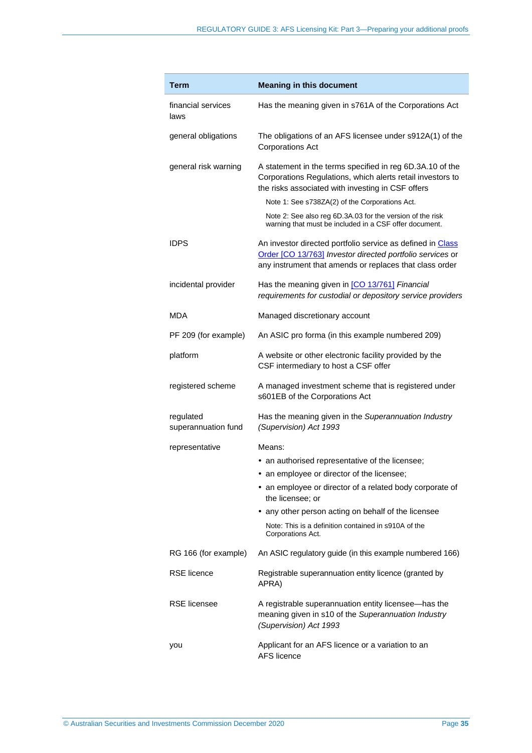| Term | Meaning in this document |
|---|---|
| financial services laws | Has the meaning given in s761A of the Corporations Act |
| general obligations | The obligations of an AFS licensee under s912A(1) of the Corporations Act |
| general risk warning | A statement in the terms specified in reg 6D.3A.10 of the Corporations Regulations, which alerts retail investors to the risks associated with investing in CSF offers<br>Note 1: See s738ZA(2) of the Corporations Act.<br>Note 2: See also reg 6D.3A.03 for the version of the risk warning that must be included in a CSF offer document. |
| IDPS | An investor directed portfolio service as defined in [Class Order [CO 13/763]] *Investor directed portfolio services* or any instrument that amends or replaces that class order |
| incidental provider | Has the meaning given in [CO 13/761] *Financial requirements for custodial or depository service providers* |
| MDA | Managed discretionary account |
| PF 209 (for example) | An ASIC pro forma (in this example numbered 209) |
| platform | A website or other electronic facility provided by the CSF intermediary to host a CSF offer |
| registered scheme | A managed investment scheme that is registered under s601EB of the Corporations Act |
| regulated superannuation fund | Has the meaning given in the *Superannuation Industry (Supervision) Act 1993* |
| representative | Means:<br>• an authorised representative of the licensee;<br>• an employee or director of the licensee;<br>• an employee or director of a related body corporate of the licensee; or<br>• any other person acting on behalf of the licensee<br>Note: This is a definition contained in s910A of the Corporations Act. |
| RG 166 (for example) | An ASIC regulatory guide (in this example numbered 166) |
| RSE licence | Registrable superannuation entity licence (granted by APRA) |
| RSE licensee | A registrable superannuation entity licensee—has the meaning given in s10 of the *Superannuation Industry (Supervision) Act 1993* |
| you | Applicant for an AFS licence or a variation to an AFS licence |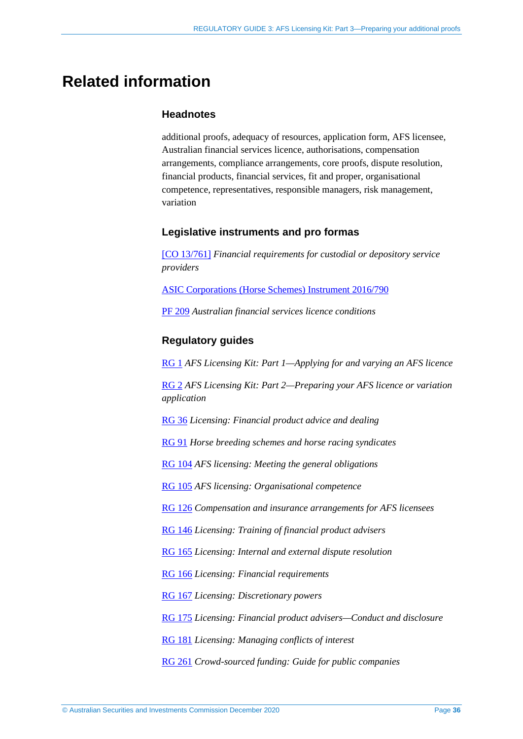# Related information

### Headnotes

additional proofs, adequacy of resources, application form, AFS licensee, Australian financial services licence, authorisations, compensation arrangements, compliance arrangements, core proofs, dispute resolution, financial products, financial services, fit and proper, organisational competence, representatives, responsible managers, risk management, variation

### Legislative instruments and pro formas

[CO 13/761] *Financial requirements for custodial or depository service providers*

ASIC Corporations (Horse Schemes) Instrument 2016/790

PF 209 *Australian financial services licence conditions*

### Regulatory guides

RG 1 *AFS Licensing Kit: Part 1—Applying for and varying an AFS licence*

RG 2 *AFS Licensing Kit: Part 2—Preparing your AFS licence or variation application*

RG 36 *Licensing: Financial product advice and dealing*

RG 91 *Horse breeding schemes and horse racing syndicates*

RG 104 *AFS licensing: Meeting the general obligations*

RG 105 *AFS licensing: Organisational competence*

RG 126 *Compensation and insurance arrangements for AFS licensees*

RG 146 *Licensing: Training of financial product advisers*

RG 165 *Licensing: Internal and external dispute resolution*

RG 166 *Licensing: Financial requirements*

RG 167 *Licensing: Discretionary powers*

RG 175 *Licensing: Financial product advisers—Conduct and disclosure*

RG 181 *Licensing: Managing conflicts of interest*

RG 261 *Crowd-sourced funding: Guide for public companies*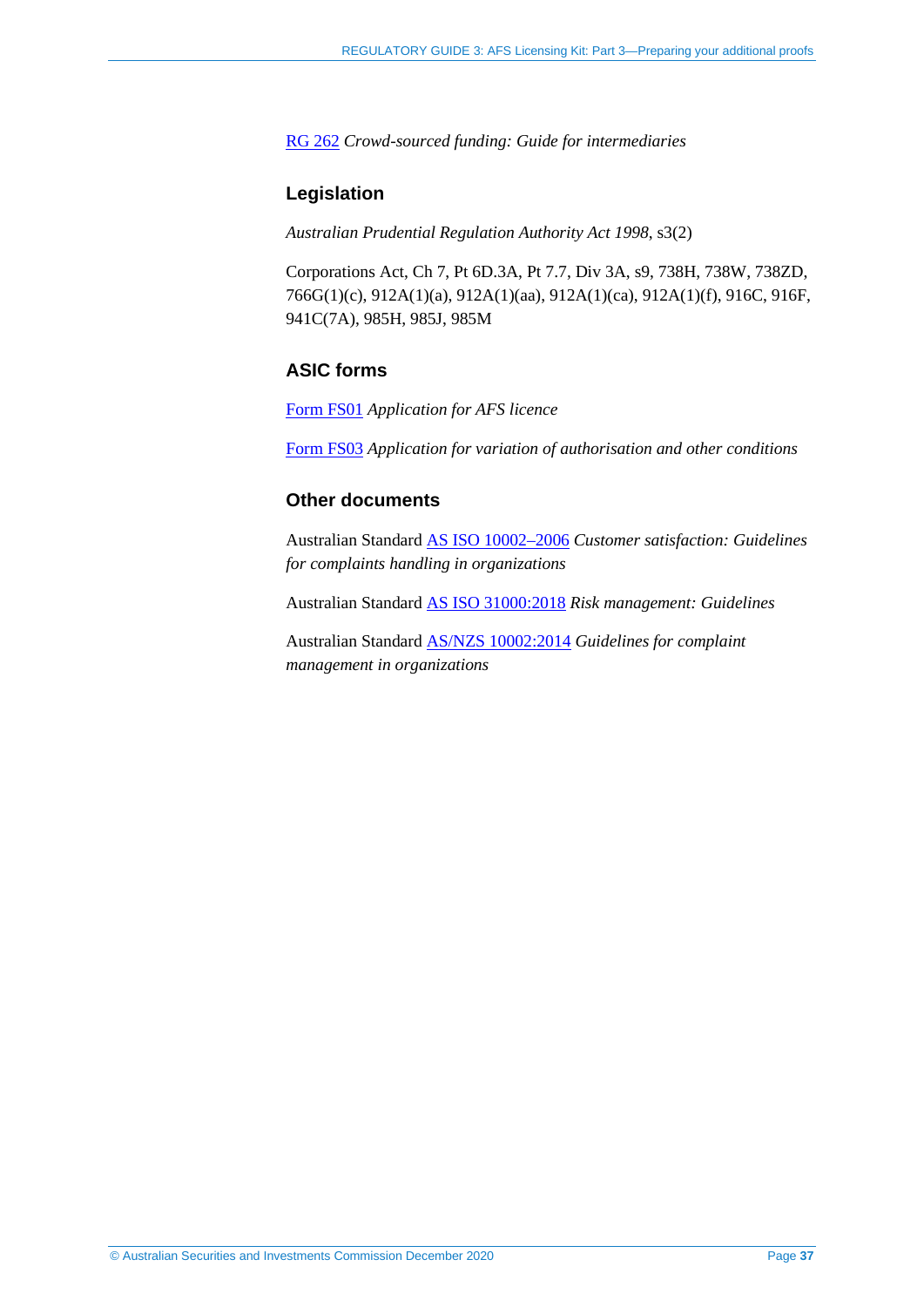RG 262 *Crowd-sourced funding: Guide for intermediaries*

## Legislation

*Australian Prudential Regulation Authority Act 1998*, s3(2)

Corporations Act, Ch 7, Pt 6D.3A, Pt 7.7, Div 3A, s9, 738H, 738W, 738ZD, 766G(1)(c), 912A(1)(a), 912A(1)(aa), 912A(1)(ca), 912A(1)(f), 916C, 916F, 941C(7A), 985H, 985J, 985M

## ASIC forms

Form FS01 *Application for AFS licence*

Form FS03 *Application for variation of authorisation and other conditions*

## Other documents

Australian Standard AS ISO 10002–2006 *Customer satisfaction: Guidelines for complaints handling in organizations*

Australian Standard AS ISO 31000:2018 *Risk management: Guidelines*

Australian Standard AS/NZS 10002:2014 *Guidelines for complaint management in organizations*